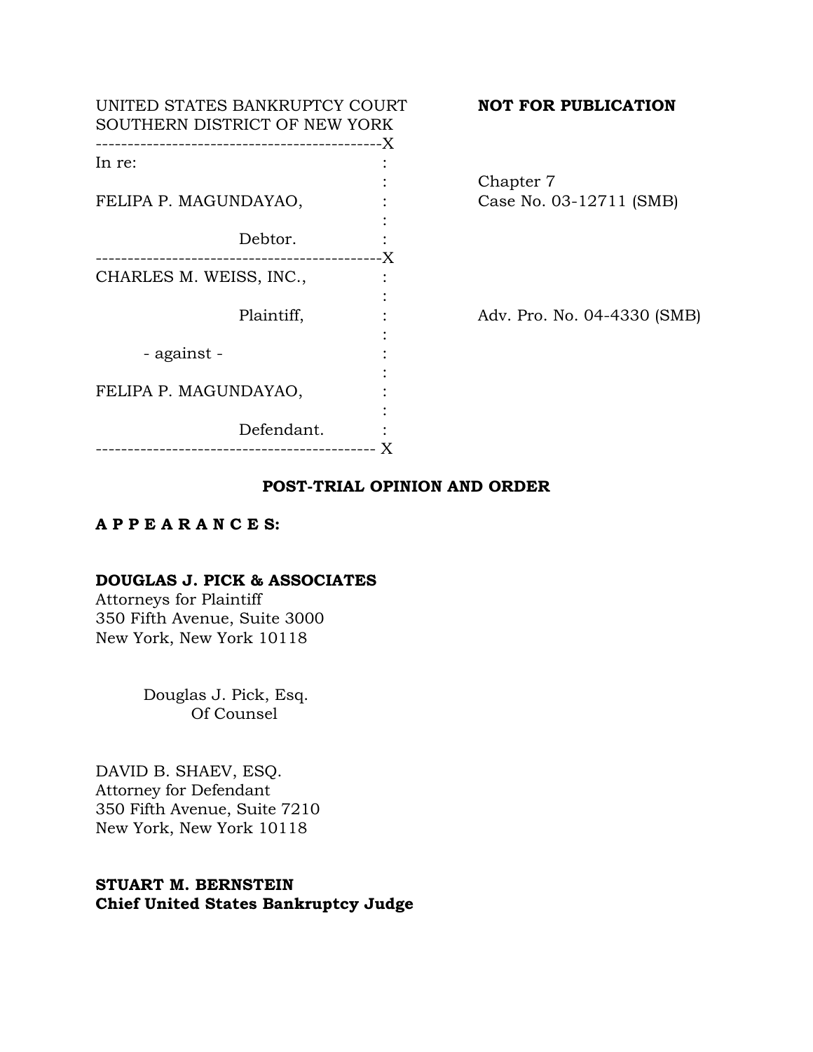UNITED STATES BANKRUPTCY COURT
SOUTHERN DISTRICT OF NEW YORK

**NOT FOR PUBLICATION**

| | | |
|---|---|---|
| In re: | : | |
| | : | Chapter 7 |
| FELIPA P. MAGUNDAYAO, | : | Case No. 03-12711 (SMB) |
| | : | |
| Debtor. | : | |
| CHARLES M. WEISS, INC., | : | |
| | : | |
| Plaintiff, | : | Adv. Pro. No. 04-4330 (SMB) |
| | : | |
| - against - | : | |
| | : | |
| FELIPA P. MAGUNDAYAO, | : | |
| | : | |
| Defendant. | : | |

## POST-TRIAL OPINION AND ORDER

**A P P E A R A N C E S:**

**DOUGLAS J. PICK & ASSOCIATES**
Attorneys for Plaintiff
350 Fifth Avenue, Suite 3000
New York, New York 10118

Douglas J. Pick, Esq.
Of Counsel

DAVID B. SHAEV, ESQ.
Attorney for Defendant
350 Fifth Avenue, Suite 7210
New York, New York 10118

**STUART M. BERNSTEIN**
**Chief United States Bankruptcy Judge**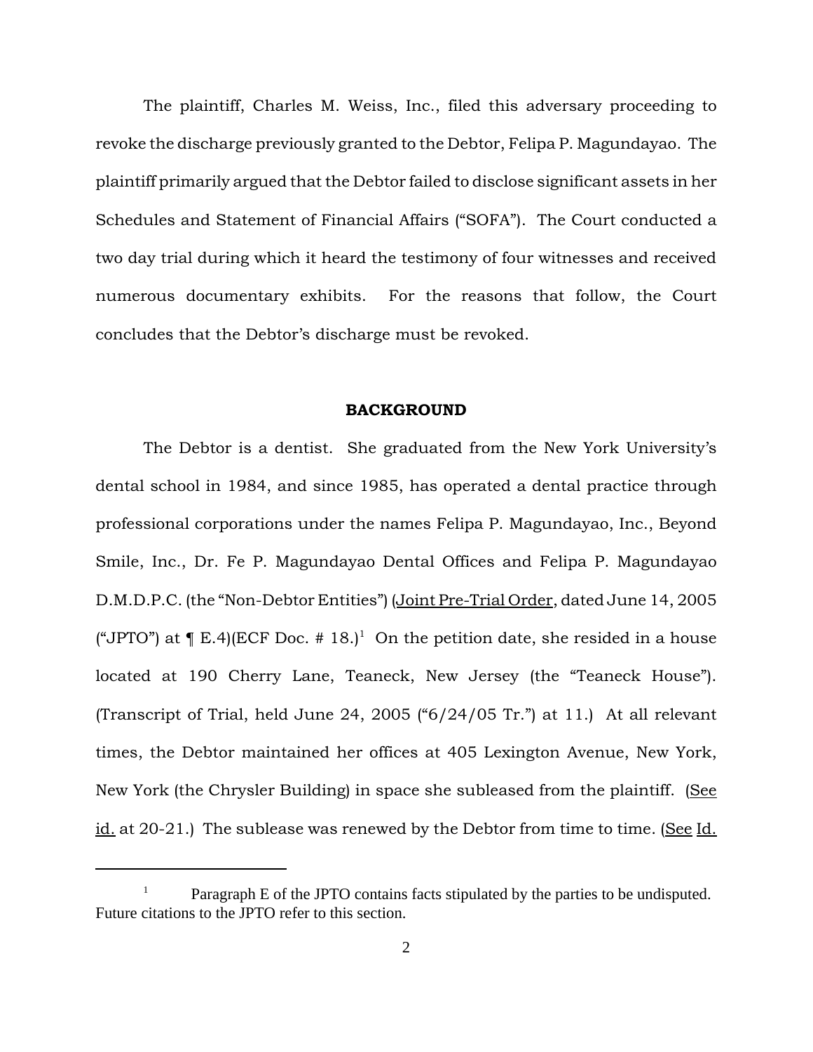The plaintiff, Charles M. Weiss, Inc., filed this adversary proceeding to revoke the discharge previously granted to the Debtor, Felipa P. Magundayao. The plaintiff primarily argued that the Debtor failed to disclose significant assets in her Schedules and Statement of Financial Affairs ("SOFA"). The Court conducted a two day trial during which it heard the testimony of four witnesses and received numerous documentary exhibits. For the reasons that follow, the Court concludes that the Debtor's discharge must be revoked.

## BACKGROUND

The Debtor is a dentist. She graduated from the New York University's dental school in 1984, and since 1985, has operated a dental practice through professional corporations under the names Felipa P. Magundayao, Inc., Beyond Smile, Inc., Dr. Fe P. Magundayao Dental Offices and Felipa P. Magundayao D.M.D.P.C. (the "Non-Debtor Entities") (Joint Pre-Trial Order, dated June 14, 2005 ("JPTO") at ¶ E.4)(ECF Doc. # 18.)[1] On the petition date, she resided in a house located at 190 Cherry Lane, Teaneck, New Jersey (the "Teaneck House"). (Transcript of Trial, held June 24, 2005 ("6/24/05 Tr.") at 11.) At all relevant times, the Debtor maintained her offices at 405 Lexington Avenue, New York, New York (the Chrysler Building) in space she subleased from the plaintiff. (See id. at 20-21.) The sublease was renewed by the Debtor from time to time. (See Id.

[1] Paragraph E of the JPTO contains facts stipulated by the parties to be undisputed. Future citations to the JPTO refer to this section.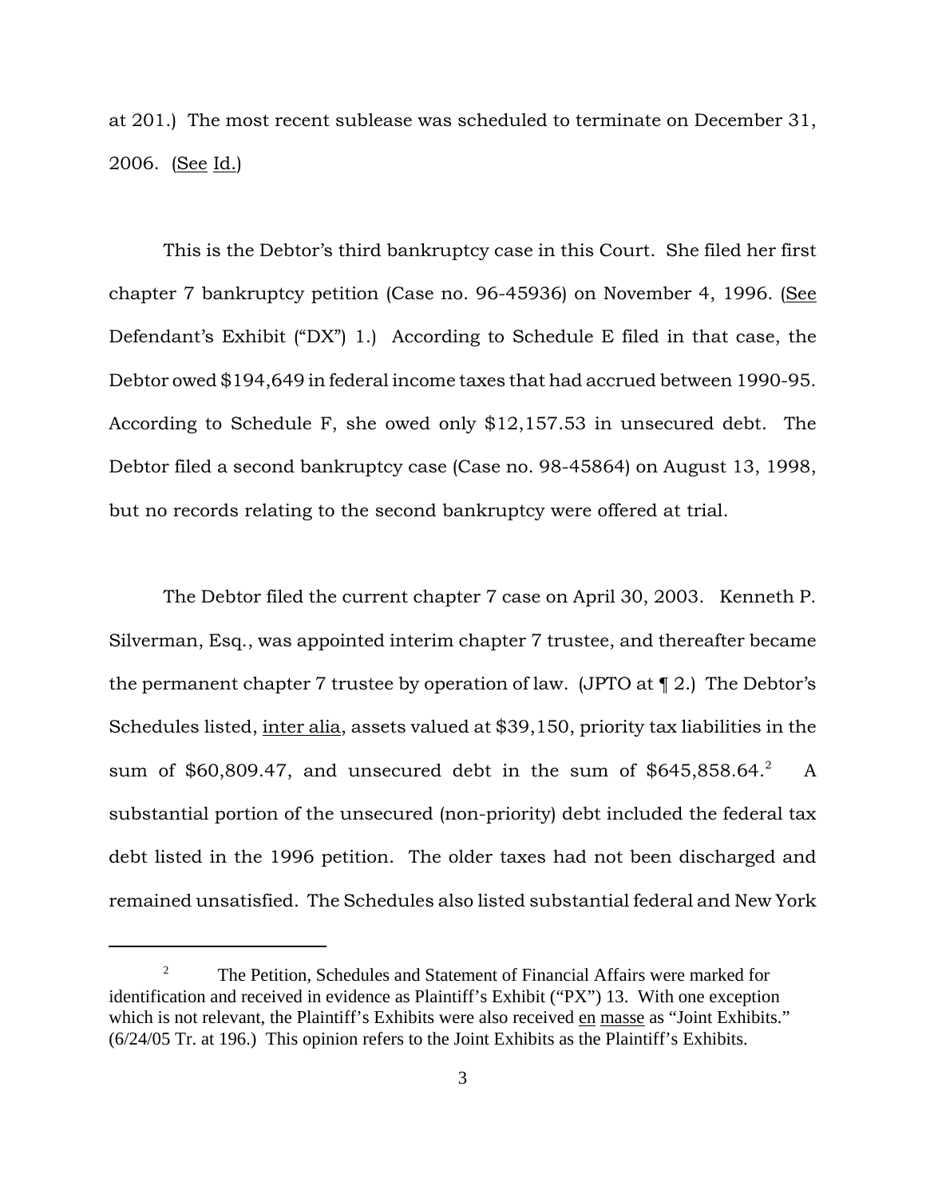at 201.) The most recent sublease was scheduled to terminate on December 31, 2006. (See Id.)

This is the Debtor's third bankruptcy case in this Court. She filed her first chapter 7 bankruptcy petition (Case no. 96-45936) on November 4, 1996. (See Defendant's Exhibit ("DX") 1.) According to Schedule E filed in that case, the Debtor owed $194,649 in federal income taxes that had accrued between 1990-95. According to Schedule F, she owed only $12,157.53 in unsecured debt. The Debtor filed a second bankruptcy case (Case no. 98-45864) on August 13, 1998, but no records relating to the second bankruptcy were offered at trial.

The Debtor filed the current chapter 7 case on April 30, 2003. Kenneth P. Silverman, Esq., was appointed interim chapter 7 trustee, and thereafter became the permanent chapter 7 trustee by operation of law. (JPTO at ¶ 2.) The Debtor's Schedules listed, inter alia, assets valued at $39,150, priority tax liabilities in the sum of $60,809.47, and unsecured debt in the sum of $645,858.64.[2] A substantial portion of the unsecured (non-priority) debt included the federal tax debt listed in the 1996 petition. The older taxes had not been discharged and remained unsatisfied. The Schedules also listed substantial federal and New York

---

[2] The Petition, Schedules and Statement of Financial Affairs were marked for identification and received in evidence as Plaintiff's Exhibit ("PX") 13. With one exception which is not relevant, the Plaintiff's Exhibits were also received en masse as "Joint Exhibits." (6/24/05 Tr. at 196.) This opinion refers to the Joint Exhibits as the Plaintiff's Exhibits.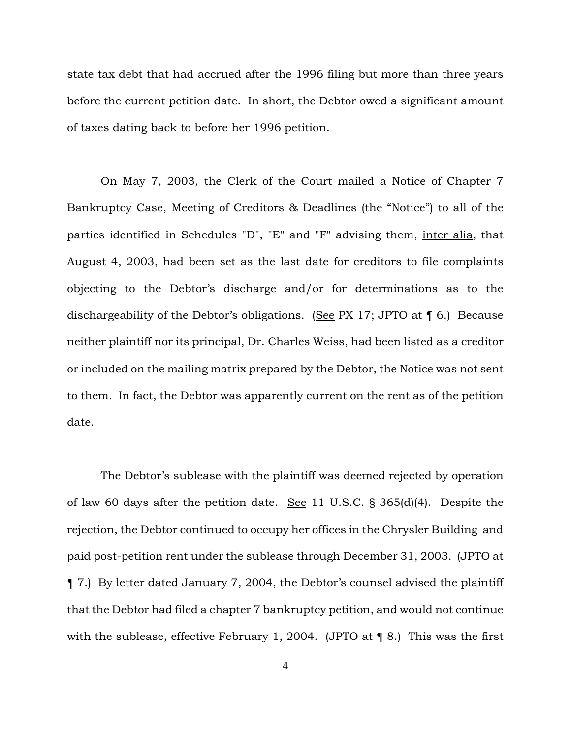state tax debt that had accrued after the 1996 filing but more than three years before the current petition date. In short, the Debtor owed a significant amount of taxes dating back to before her 1996 petition.

On May 7, 2003, the Clerk of the Court mailed a Notice of Chapter 7 Bankruptcy Case, Meeting of Creditors & Deadlines (the "Notice") to all of the parties identified in Schedules "D", "E" and "F" advising them, inter alia, that August 4, 2003, had been set as the last date for creditors to file complaints objecting to the Debtor's discharge and/or for determinations as to the dischargeability of the Debtor's obligations. (See PX 17; JPTO at ¶ 6.) Because neither plaintiff nor its principal, Dr. Charles Weiss, had been listed as a creditor or included on the mailing matrix prepared by the Debtor, the Notice was not sent to them. In fact, the Debtor was apparently current on the rent as of the petition date.

The Debtor's sublease with the plaintiff was deemed rejected by operation of law 60 days after the petition date. See 11 U.S.C. § 365(d)(4). Despite the rejection, the Debtor continued to occupy her offices in the Chrysler Building and paid post-petition rent under the sublease through December 31, 2003. (JPTO at ¶ 7.) By letter dated January 7, 2004, the Debtor's counsel advised the plaintiff that the Debtor had filed a chapter 7 bankruptcy petition, and would not continue with the sublease, effective February 1, 2004. (JPTO at ¶ 8.) This was the first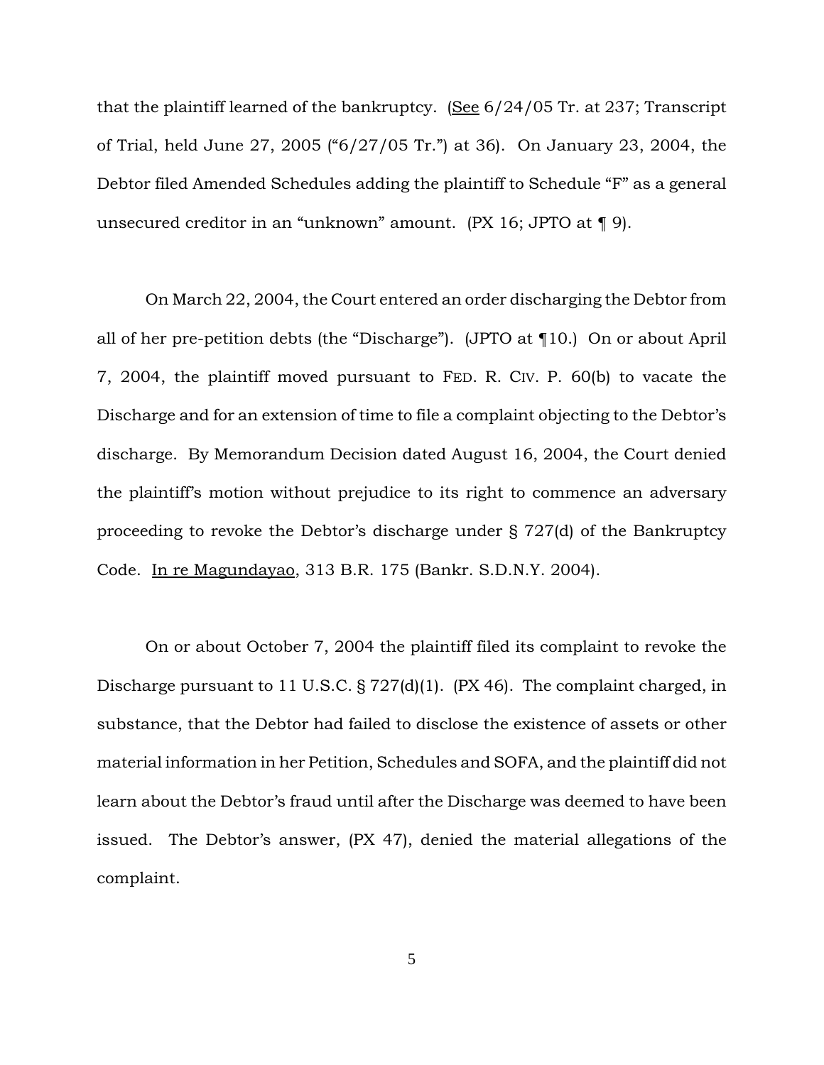that the plaintiff learned of the bankruptcy. (See 6/24/05 Tr. at 237; Transcript of Trial, held June 27, 2005 ("6/27/05 Tr.") at 36). On January 23, 2004, the Debtor filed Amended Schedules adding the plaintiff to Schedule "F" as a general unsecured creditor in an "unknown" amount. (PX 16; JPTO at ¶ 9).

On March 22, 2004, the Court entered an order discharging the Debtor from all of her pre-petition debts (the "Discharge"). (JPTO at ¶10.) On or about April 7, 2004, the plaintiff moved pursuant to FED. R. CIV. P. 60(b) to vacate the Discharge and for an extension of time to file a complaint objecting to the Debtor's discharge. By Memorandum Decision dated August 16, 2004, the Court denied the plaintiff's motion without prejudice to its right to commence an adversary proceeding to revoke the Debtor's discharge under § 727(d) of the Bankruptcy Code. In re Magundayao, 313 B.R. 175 (Bankr. S.D.N.Y. 2004).

On or about October 7, 2004 the plaintiff filed its complaint to revoke the Discharge pursuant to 11 U.S.C. § 727(d)(1). (PX 46). The complaint charged, in substance, that the Debtor had failed to disclose the existence of assets or other material information in her Petition, Schedules and SOFA, and the plaintiff did not learn about the Debtor's fraud until after the Discharge was deemed to have been issued. The Debtor's answer, (PX 47), denied the material allegations of the complaint.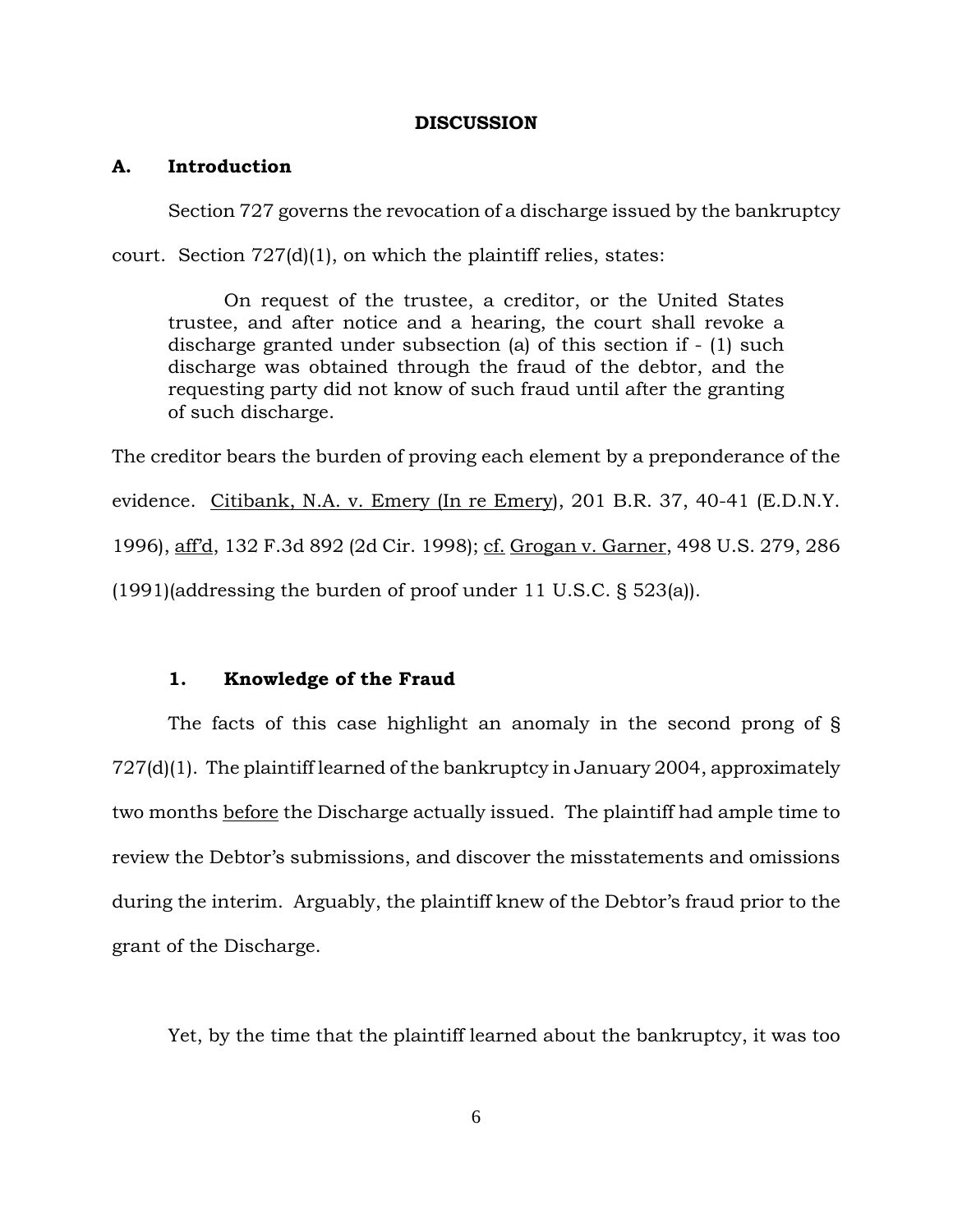## DISCUSSION

### A. Introduction

Section 727 governs the revocation of a discharge issued by the bankruptcy court. Section 727(d)(1), on which the plaintiff relies, states:

> On request of the trustee, a creditor, or the United States trustee, and after notice and a hearing, the court shall revoke a discharge granted under subsection (a) of this section if - (1) such discharge was obtained through the fraud of the debtor, and the requesting party did not know of such fraud until after the granting of such discharge.

The creditor bears the burden of proving each element by a preponderance of the evidence. Citibank, N.A. v. Emery (In re Emery), 201 B.R. 37, 40-41 (E.D.N.Y. 1996), aff'd, 132 F.3d 892 (2d Cir. 1998); cf. Grogan v. Garner, 498 U.S. 279, 286 (1991)(addressing the burden of proof under 11 U.S.C. § 523(a)).

#### 1. Knowledge of the Fraud

The facts of this case highlight an anomaly in the second prong of § 727(d)(1). The plaintiff learned of the bankruptcy in January 2004, approximately two months before the Discharge actually issued. The plaintiff had ample time to review the Debtor's submissions, and discover the misstatements and omissions during the interim. Arguably, the plaintiff knew of the Debtor's fraud prior to the grant of the Discharge.

Yet, by the time that the plaintiff learned about the bankruptcy, it was too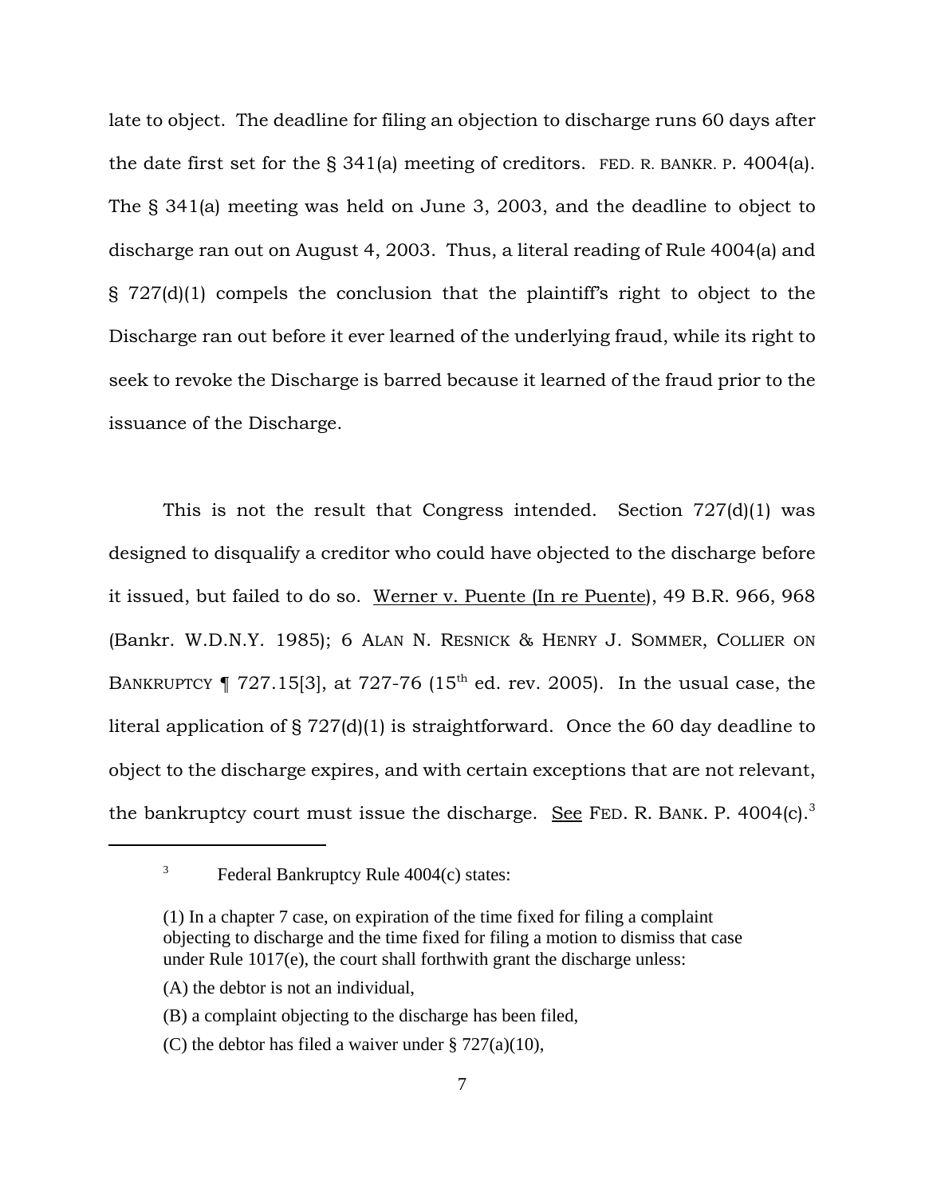late to object. The deadline for filing an objection to discharge runs 60 days after the date first set for the § 341(a) meeting of creditors. FED. R. BANKR. P. 4004(a). The § 341(a) meeting was held on June 3, 2003, and the deadline to object to discharge ran out on August 4, 2003. Thus, a literal reading of Rule 4004(a) and § 727(d)(1) compels the conclusion that the plaintiff's right to object to the Discharge ran out before it ever learned of the underlying fraud, while its right to seek to revoke the Discharge is barred because it learned of the fraud prior to the issuance of the Discharge.

This is not the result that Congress intended. Section 727(d)(1) was designed to disqualify a creditor who could have objected to the discharge before it issued, but failed to do so. Werner v. Puente (In re Puente), 49 B.R. 966, 968 (Bankr. W.D.N.Y. 1985); 6 ALAN N. RESNICK & HENRY J. SOMMER, COLLIER ON BANKRUPTCY ¶ 727.15[3], at 727-76 (15th ed. rev. 2005). In the usual case, the literal application of § 727(d)(1) is straightforward. Once the 60 day deadline to object to the discharge expires, and with certain exceptions that are not relevant, the bankruptcy court must issue the discharge. See FED. R. BANK. P. 4004(c).[3]

---

[3] Federal Bankruptcy Rule 4004(c) states:

(1) In a chapter 7 case, on expiration of the time fixed for filing a complaint objecting to discharge and the time fixed for filing a motion to dismiss that case under Rule 1017(e), the court shall forthwith grant the discharge unless:

(A) the debtor is not an individual,

(B) a complaint objecting to the discharge has been filed,

(C) the debtor has filed a waiver under § 727(a)(10),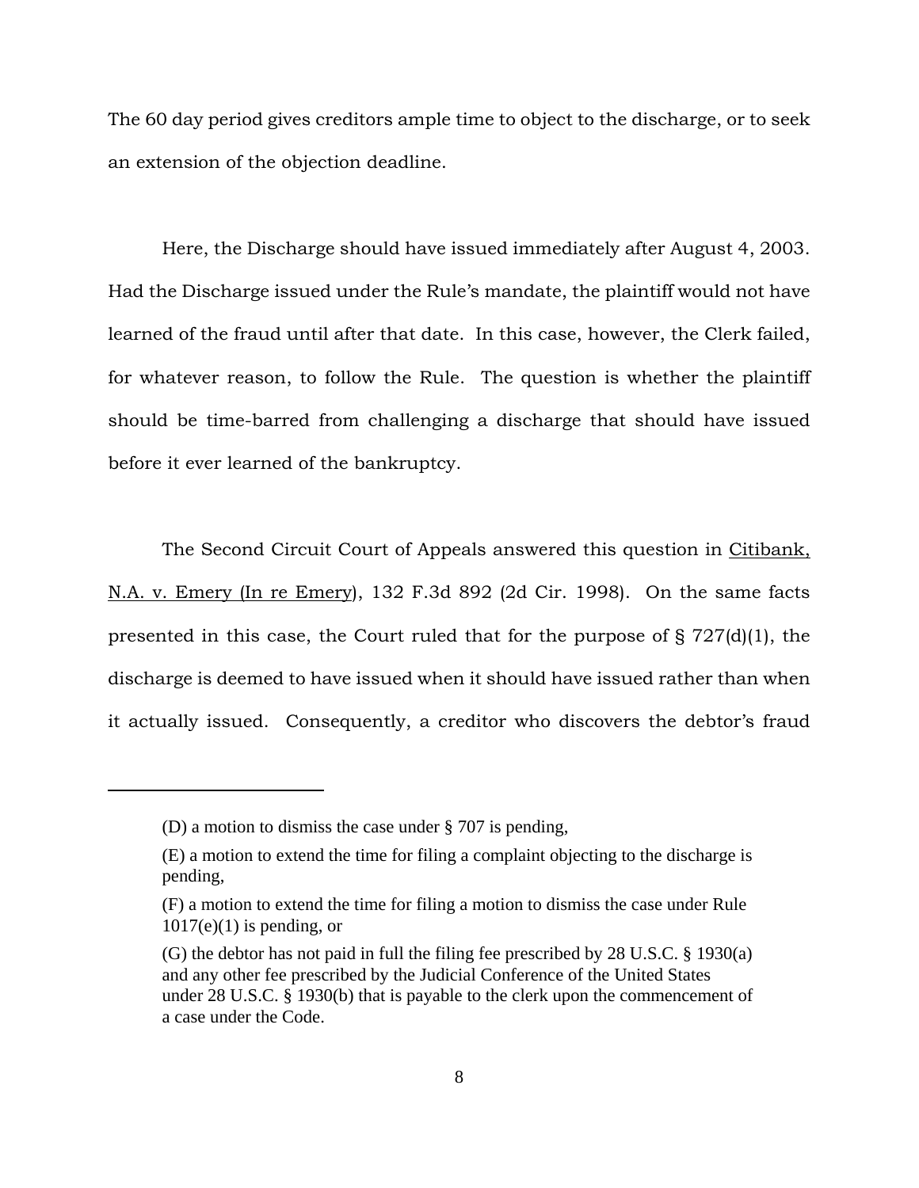The 60 day period gives creditors ample time to object to the discharge, or to seek an extension of the objection deadline.

Here, the Discharge should have issued immediately after August 4, 2003. Had the Discharge issued under the Rule's mandate, the plaintiff would not have learned of the fraud until after that date. In this case, however, the Clerk failed, for whatever reason, to follow the Rule. The question is whether the plaintiff should be time-barred from challenging a discharge that should have issued before it ever learned of the bankruptcy.

The Second Circuit Court of Appeals answered this question in Citibank, N.A. v. Emery (In re Emery), 132 F.3d 892 (2d Cir. 1998). On the same facts presented in this case, the Court ruled that for the purpose of § 727(d)(1), the discharge is deemed to have issued when it should have issued rather than when it actually issued. Consequently, a creditor who discovers the debtor's fraud

---

(D) a motion to dismiss the case under § 707 is pending,

(E) a motion to extend the time for filing a complaint objecting to the discharge is pending,

(F) a motion to extend the time for filing a motion to dismiss the case under Rule 1017(e)(1) is pending, or

(G) the debtor has not paid in full the filing fee prescribed by 28 U.S.C. § 1930(a) and any other fee prescribed by the Judicial Conference of the United States under 28 U.S.C. § 1930(b) that is payable to the clerk upon the commencement of a case under the Code.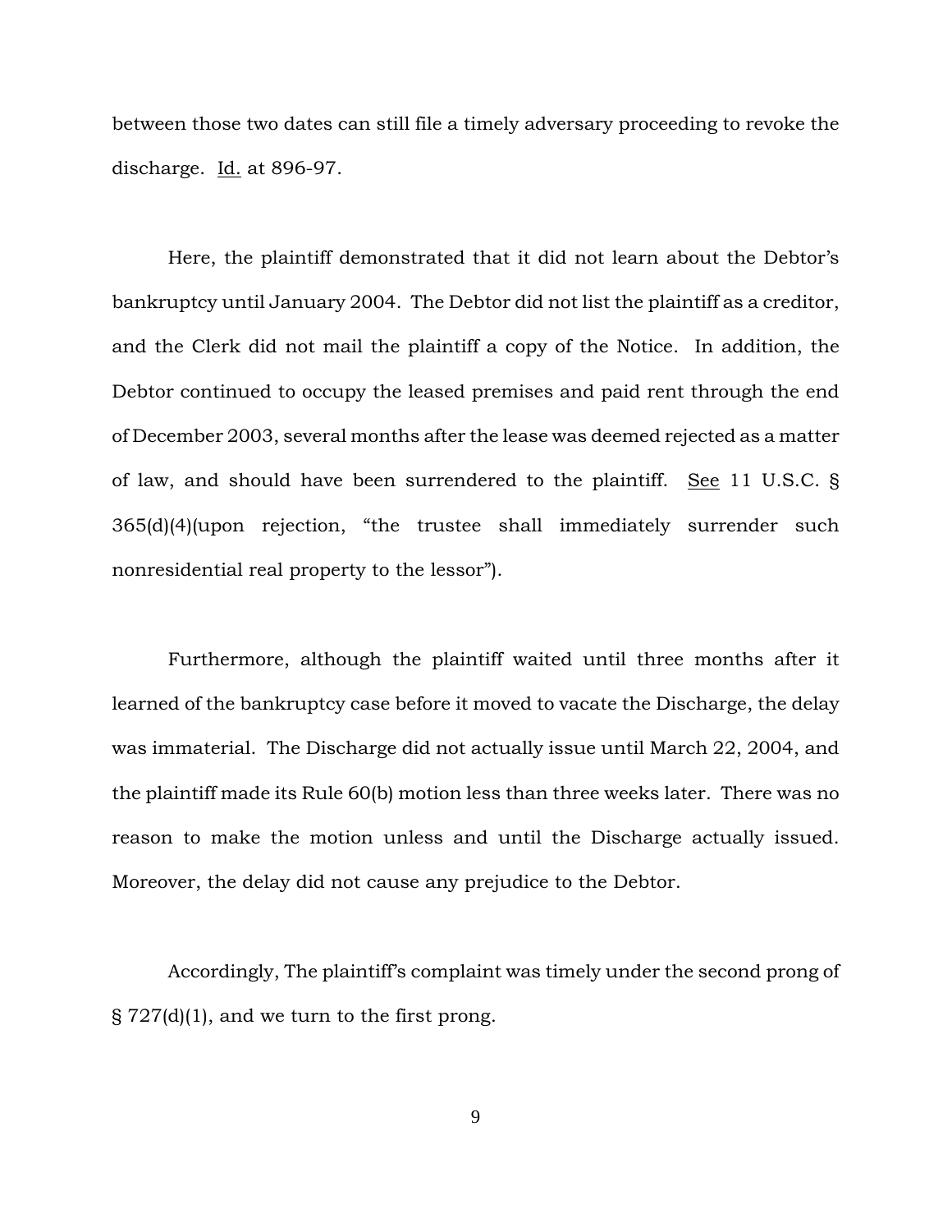between those two dates can still file a timely adversary proceeding to revoke the discharge. Id. at 896-97.

Here, the plaintiff demonstrated that it did not learn about the Debtor's bankruptcy until January 2004. The Debtor did not list the plaintiff as a creditor, and the Clerk did not mail the plaintiff a copy of the Notice. In addition, the Debtor continued to occupy the leased premises and paid rent through the end of December 2003, several months after the lease was deemed rejected as a matter of law, and should have been surrendered to the plaintiff. See 11 U.S.C. § 365(d)(4)(upon rejection, "the trustee shall immediately surrender such nonresidential real property to the lessor").

Furthermore, although the plaintiff waited until three months after it learned of the bankruptcy case before it moved to vacate the Discharge, the delay was immaterial. The Discharge did not actually issue until March 22, 2004, and the plaintiff made its Rule 60(b) motion less than three weeks later. There was no reason to make the motion unless and until the Discharge actually issued. Moreover, the delay did not cause any prejudice to the Debtor.

Accordingly, The plaintiff's complaint was timely under the second prong of § 727(d)(1), and we turn to the first prong.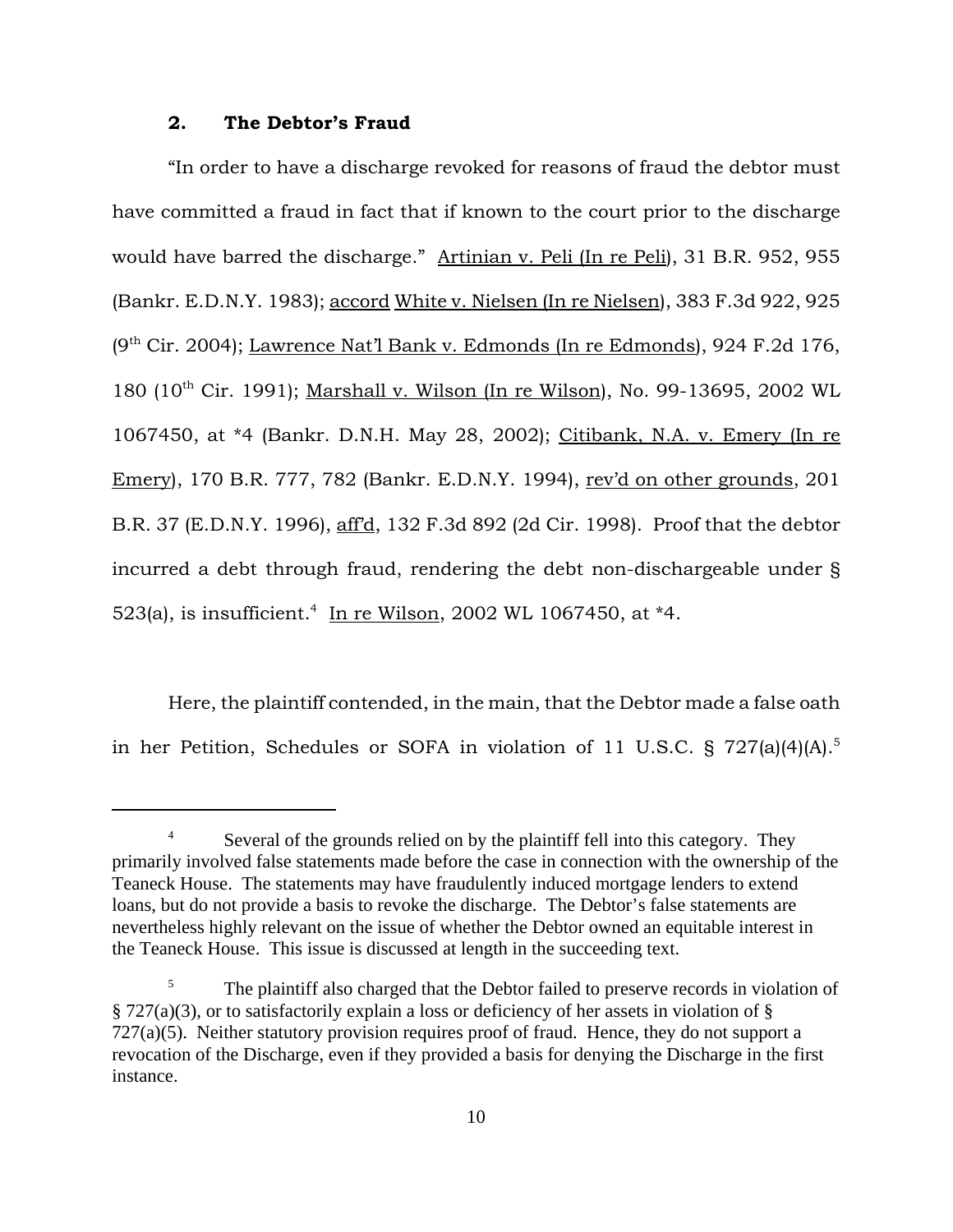### 2. The Debtor's Fraud

"In order to have a discharge revoked for reasons of fraud the debtor must have committed a fraud in fact that if known to the court prior to the discharge would have barred the discharge." Artinian v. Peli (In re Peli), 31 B.R. 952, 955 (Bankr. E.D.N.Y. 1983); accord White v. Nielsen (In re Nielsen), 383 F.3d 922, 925 (9th Cir. 2004); Lawrence Nat'l Bank v. Edmonds (In re Edmonds), 924 F.2d 176, 180 (10th Cir. 1991); Marshall v. Wilson (In re Wilson), No. 99-13695, 2002 WL 1067450, at *4 (Bankr. D.N.H. May 28, 2002); Citibank, N.A. v. Emery (In re Emery), 170 B.R. 777, 782 (Bankr. E.D.N.Y. 1994), rev'd on other grounds, 201 B.R. 37 (E.D.N.Y. 1996), aff'd, 132 F.3d 892 (2d Cir. 1998). Proof that the debtor incurred a debt through fraud, rendering the debt non-dischargeable under § 523(a), is insufficient.[4] In re Wilson, 2002 WL 1067450, at *4.

Here, the plaintiff contended, in the main, that the Debtor made a false oath in her Petition, Schedules or SOFA in violation of 11 U.S.C. § 727(a)(4)(A).[5]

---

[4] Several of the grounds relied on by the plaintiff fell into this category. They primarily involved false statements made before the case in connection with the ownership of the Teaneck House. The statements may have fraudulently induced mortgage lenders to extend loans, but do not provide a basis to revoke the discharge. The Debtor's false statements are nevertheless highly relevant on the issue of whether the Debtor owned an equitable interest in the Teaneck House. This issue is discussed at length in the succeeding text.

[5] The plaintiff also charged that the Debtor failed to preserve records in violation of § 727(a)(3), or to satisfactorily explain a loss or deficiency of her assets in violation of § 727(a)(5). Neither statutory provision requires proof of fraud. Hence, they do not support a revocation of the Discharge, even if they provided a basis for denying the Discharge in the first instance.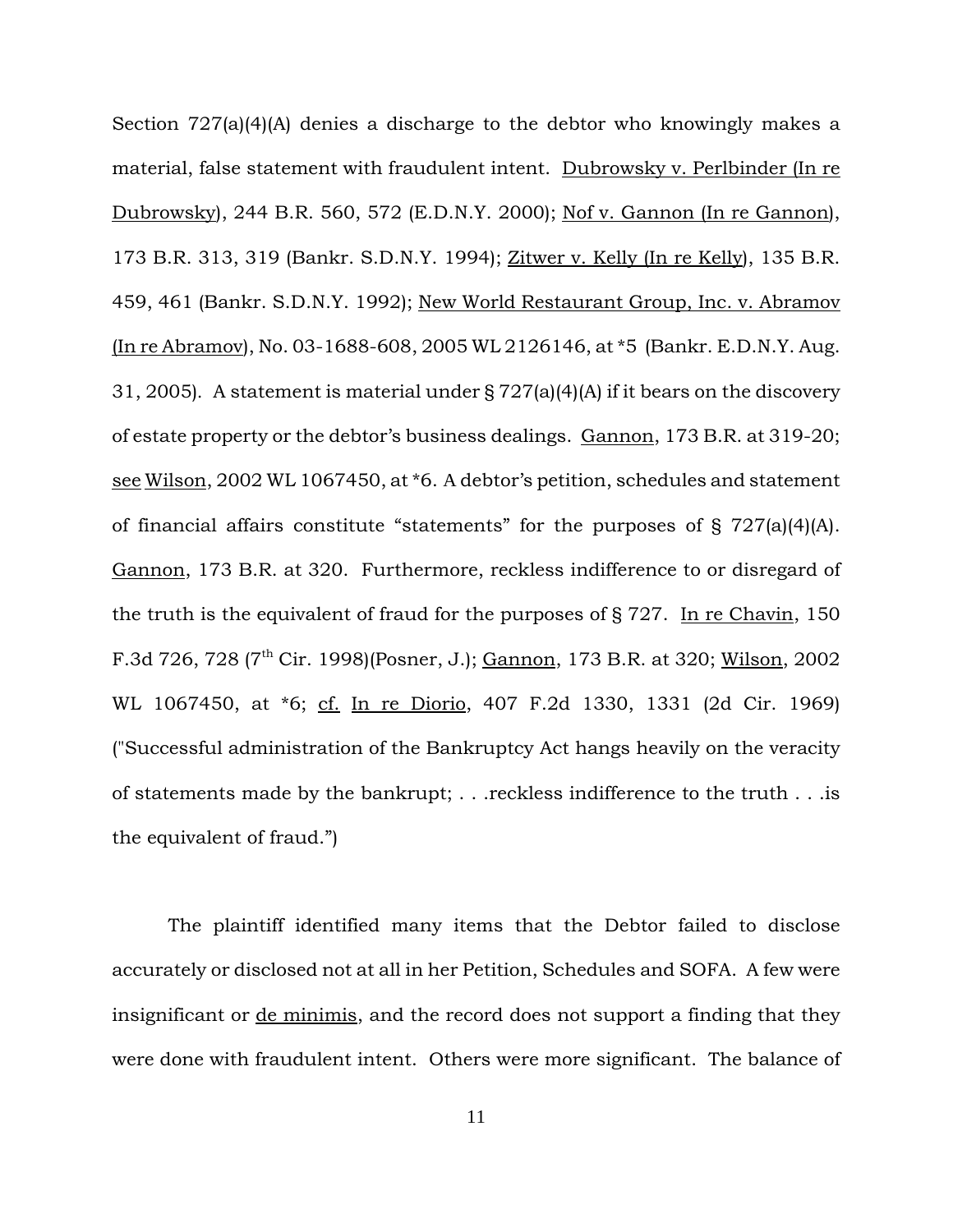Section 727(a)(4)(A) denies a discharge to the debtor who knowingly makes a material, false statement with fraudulent intent. Dubrowsky v. Perlbinder (In re Dubrowsky), 244 B.R. 560, 572 (E.D.N.Y. 2000); Nof v. Gannon (In re Gannon), 173 B.R. 313, 319 (Bankr. S.D.N.Y. 1994); Zitwer v. Kelly (In re Kelly), 135 B.R. 459, 461 (Bankr. S.D.N.Y. 1992); New World Restaurant Group, Inc. v. Abramov (In re Abramov), No. 03-1688-608, 2005 WL 2126146, at *5 (Bankr. E.D.N.Y. Aug. 31, 2005). A statement is material under § 727(a)(4)(A) if it bears on the discovery of estate property or the debtor's business dealings. Gannon, 173 B.R. at 319-20; see Wilson, 2002 WL 1067450, at *6. A debtor's petition, schedules and statement of financial affairs constitute "statements" for the purposes of § 727(a)(4)(A). Gannon, 173 B.R. at 320. Furthermore, reckless indifference to or disregard of the truth is the equivalent of fraud for the purposes of § 727. In re Chavin, 150 F.3d 726, 728 (7th Cir. 1998)(Posner, J.); Gannon, 173 B.R. at 320; Wilson, 2002 WL 1067450, at *6; cf. In re Diorio, 407 F.2d 1330, 1331 (2d Cir. 1969) ("Successful administration of the Bankruptcy Act hangs heavily on the veracity of statements made by the bankrupt; . . .reckless indifference to the truth . . .is the equivalent of fraud.")

The plaintiff identified many items that the Debtor failed to disclose accurately or disclosed not at all in her Petition, Schedules and SOFA. A few were insignificant or de minimis, and the record does not support a finding that they were done with fraudulent intent. Others were more significant. The balance of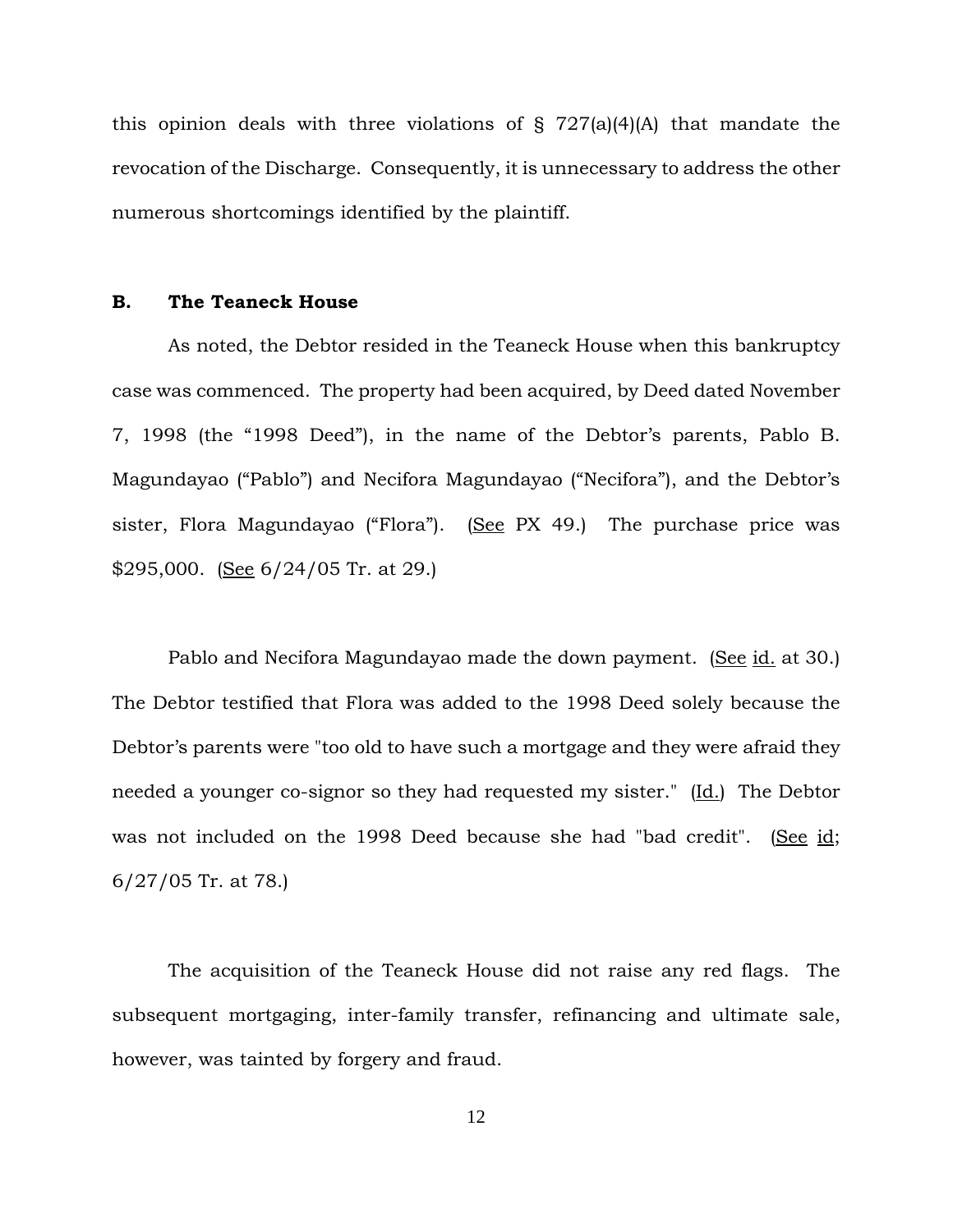this opinion deals with three violations of § 727(a)(4)(A) that mandate the revocation of the Discharge. Consequently, it is unnecessary to address the other numerous shortcomings identified by the plaintiff.

### B. The Teaneck House

As noted, the Debtor resided in the Teaneck House when this bankruptcy case was commenced. The property had been acquired, by Deed dated November 7, 1998 (the "1998 Deed"), in the name of the Debtor's parents, Pablo B. Magundayao ("Pablo") and Necifora Magundayao ("Necifora"), and the Debtor's sister, Flora Magundayao ("Flora"). (See PX 49.) The purchase price was $295,000. (See 6/24/05 Tr. at 29.)

Pablo and Necifora Magundayao made the down payment. (See id. at 30.) The Debtor testified that Flora was added to the 1998 Deed solely because the Debtor's parents were "too old to have such a mortgage and they were afraid they needed a younger co-signor so they had requested my sister." (Id.) The Debtor was not included on the 1998 Deed because she had "bad credit". (See id; 6/27/05 Tr. at 78.)

The acquisition of the Teaneck House did not raise any red flags. The subsequent mortgaging, inter-family transfer, refinancing and ultimate sale, however, was tainted by forgery and fraud.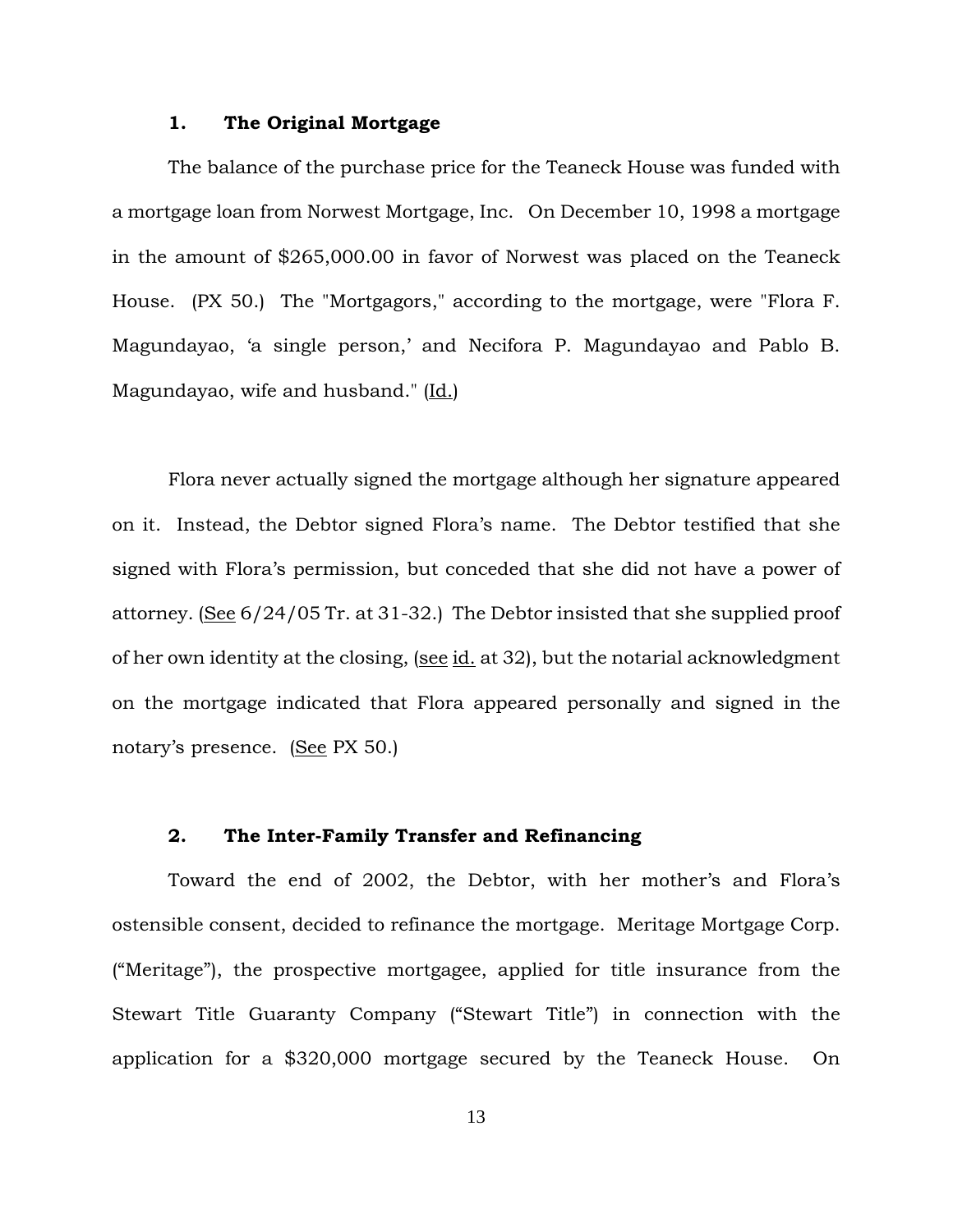### 1. The Original Mortgage

The balance of the purchase price for the Teaneck House was funded with a mortgage loan from Norwest Mortgage, Inc. On December 10, 1998 a mortgage in the amount of $265,000.00 in favor of Norwest was placed on the Teaneck House. (PX 50.) The "Mortgagors," according to the mortgage, were "Flora F. Magundayao, 'a single person,' and Necifora P. Magundayao and Pablo B. Magundayao, wife and husband." (Id.)

Flora never actually signed the mortgage although her signature appeared on it. Instead, the Debtor signed Flora's name. The Debtor testified that she signed with Flora's permission, but conceded that she did not have a power of attorney. (See 6/24/05 Tr. at 31-32.) The Debtor insisted that she supplied proof of her own identity at the closing, (see id. at 32), but the notarial acknowledgment on the mortgage indicated that Flora appeared personally and signed in the notary's presence. (See PX 50.)

### 2. The Inter-Family Transfer and Refinancing

Toward the end of 2002, the Debtor, with her mother's and Flora's ostensible consent, decided to refinance the mortgage. Meritage Mortgage Corp. ("Meritage"), the prospective mortgagee, applied for title insurance from the Stewart Title Guaranty Company ("Stewart Title") in connection with the application for a $320,000 mortgage secured by the Teaneck House. On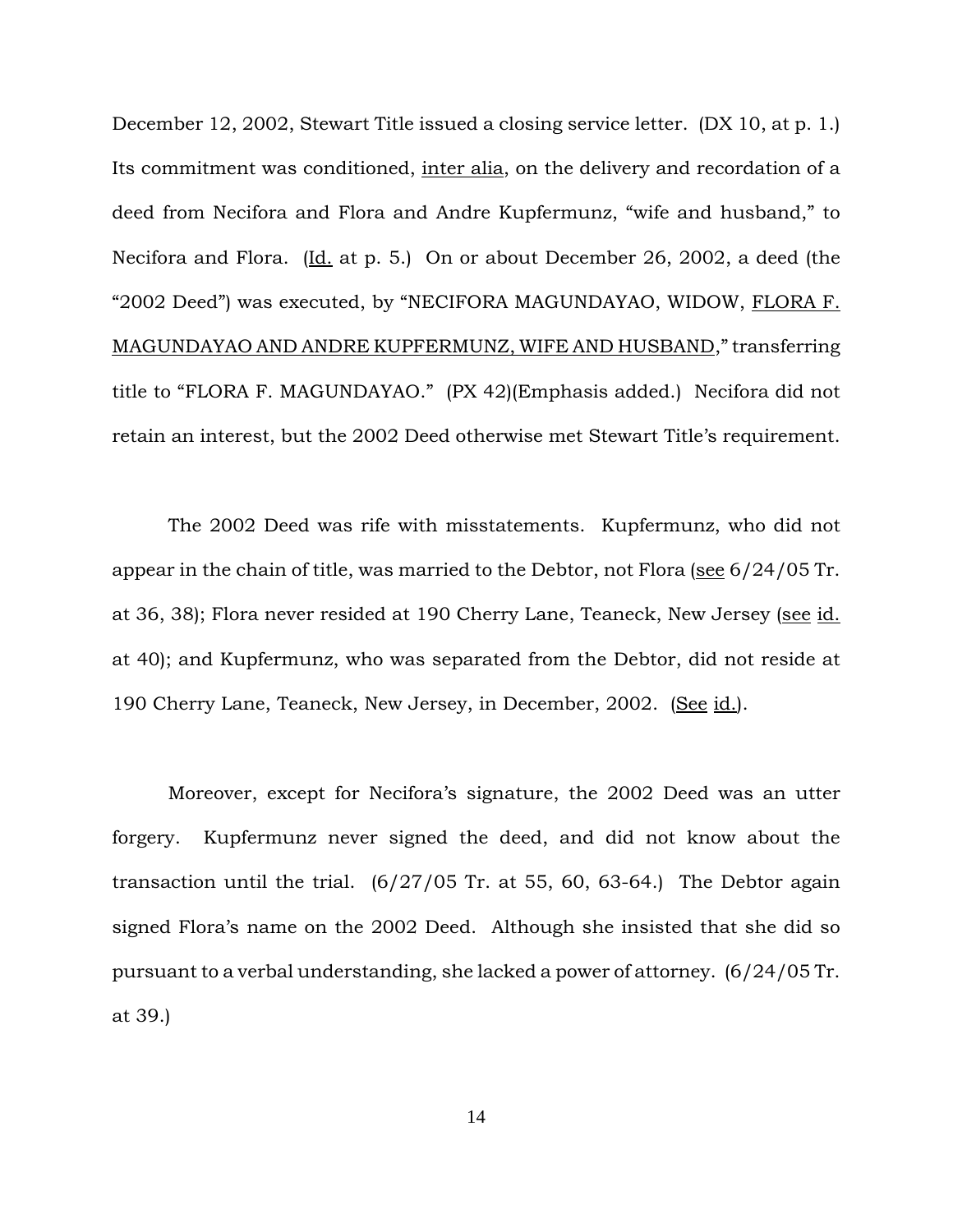December 12, 2002, Stewart Title issued a closing service letter. (DX 10, at p. 1.) Its commitment was conditioned, inter alia, on the delivery and recordation of a deed from Necifora and Flora and Andre Kupfermunz, "wife and husband," to Necifora and Flora. (Id. at p. 5.) On or about December 26, 2002, a deed (the "2002 Deed") was executed, by "NECIFORA MAGUNDAYAO, WIDOW, FLORA F. MAGUNDAYAO AND ANDRE KUPFERMUNZ, WIFE AND HUSBAND," transferring title to "FLORA F. MAGUNDAYAO." (PX 42)(Emphasis added.) Necifora did not retain an interest, but the 2002 Deed otherwise met Stewart Title's requirement.

The 2002 Deed was rife with misstatements. Kupfermunz, who did not appear in the chain of title, was married to the Debtor, not Flora (see 6/24/05 Tr. at 36, 38); Flora never resided at 190 Cherry Lane, Teaneck, New Jersey (see id. at 40); and Kupfermunz, who was separated from the Debtor, did not reside at 190 Cherry Lane, Teaneck, New Jersey, in December, 2002. (See id.).

Moreover, except for Necifora's signature, the 2002 Deed was an utter forgery. Kupfermunz never signed the deed, and did not know about the transaction until the trial. (6/27/05 Tr. at 55, 60, 63-64.) The Debtor again signed Flora's name on the 2002 Deed. Although she insisted that she did so pursuant to a verbal understanding, she lacked a power of attorney. (6/24/05 Tr. at 39.)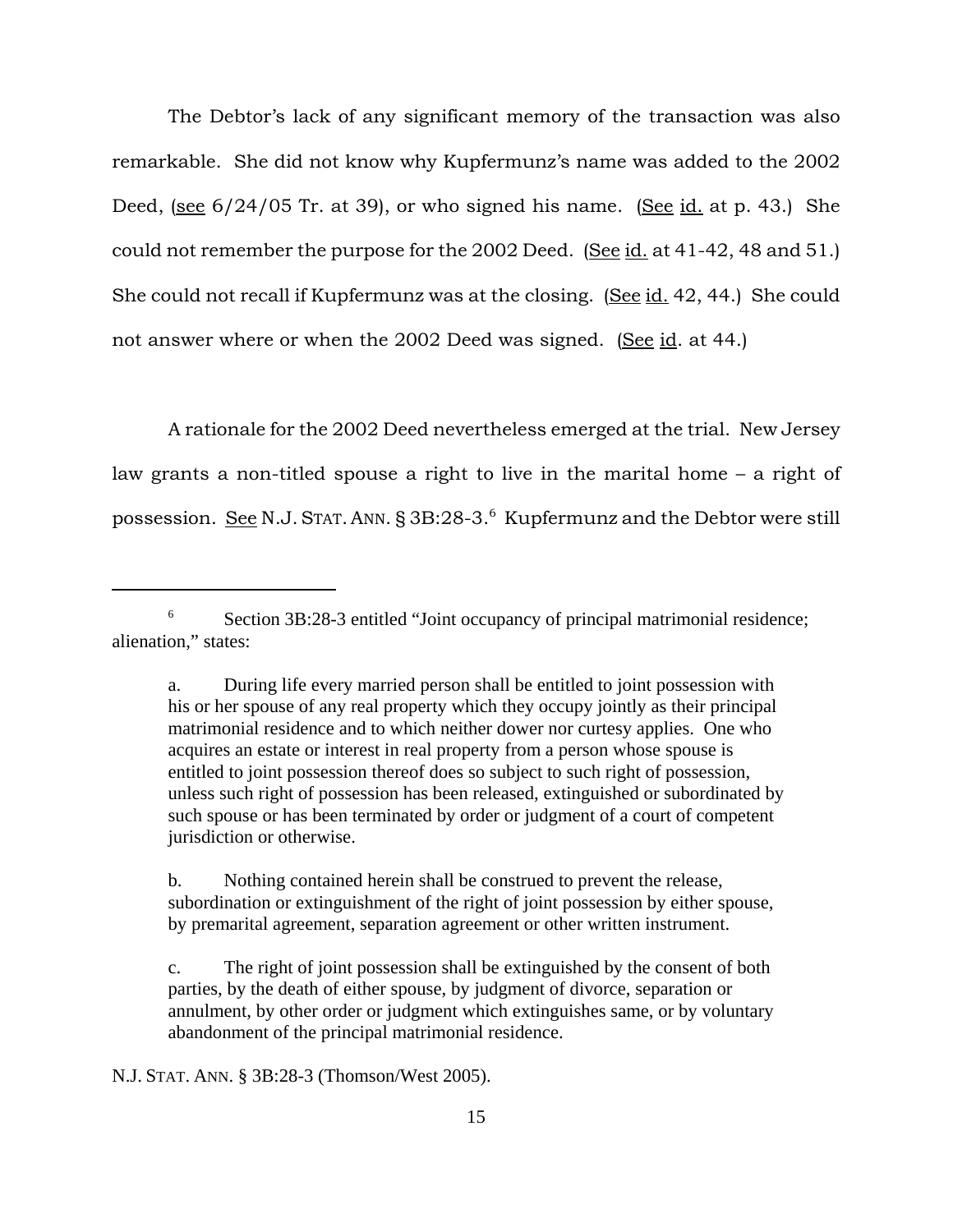The Debtor's lack of any significant memory of the transaction was also remarkable. She did not know why Kupfermunz's name was added to the 2002 Deed, (see 6/24/05 Tr. at 39), or who signed his name. (See id. at p. 43.) She could not remember the purpose for the 2002 Deed. (See id. at 41-42, 48 and 51.) She could not recall if Kupfermunz was at the closing. (See id. 42, 44.) She could not answer where or when the 2002 Deed was signed. (See id. at 44.)

A rationale for the 2002 Deed nevertheless emerged at the trial. New Jersey law grants a non-titled spouse a right to live in the marital home – a right of possession. See N.J. STAT. ANN. § 3B:28-3.[6] Kupfermunz and the Debtor were still

---

[6] Section 3B:28-3 entitled "Joint occupancy of principal matrimonial residence; alienation," states:

> a. During life every married person shall be entitled to joint possession with his or her spouse of any real property which they occupy jointly as their principal matrimonial residence and to which neither dower nor curtesy applies. One who acquires an estate or interest in real property from a person whose spouse is entitled to joint possession thereof does so subject to such right of possession, unless such right of possession has been released, extinguished or subordinated by such spouse or has been terminated by order or judgment of a court of competent jurisdiction or otherwise.
>
> b. Nothing contained herein shall be construed to prevent the release, subordination or extinguishment of the right of joint possession by either spouse, by premarital agreement, separation agreement or other written instrument.
>
> c. The right of joint possession shall be extinguished by the consent of both parties, by the death of either spouse, by judgment of divorce, separation or annulment, by other order or judgment which extinguishes same, or by voluntary abandonment of the principal matrimonial residence.

N.J. STAT. ANN. § 3B:28-3 (Thomson/West 2005).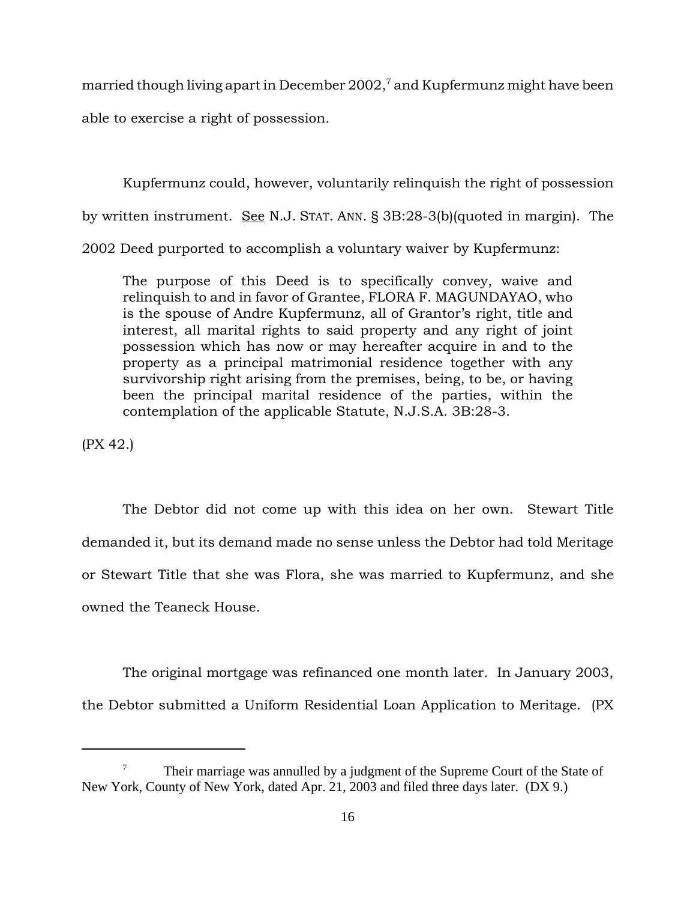married though living apart in December 2002,[7] and Kupfermunz might have been able to exercise a right of possession.

Kupfermunz could, however, voluntarily relinquish the right of possession by written instrument. See N.J. STAT. ANN. § 3B:28-3(b)(quoted in margin). The 2002 Deed purported to accomplish a voluntary waiver by Kupfermunz:

> The purpose of this Deed is to specifically convey, waive and relinquish to and in favor of Grantee, FLORA F. MAGUNDAYAO, who is the spouse of Andre Kupfermunz, all of Grantor's right, title and interest, all marital rights to said property and any right of joint possession which has now or may hereafter acquire in and to the property as a principal matrimonial residence together with any survivorship right arising from the premises, being, to be, or having been the principal marital residence of the parties, within the contemplation of the applicable Statute, N.J.S.A. 3B:28-3.

(PX 42.)

The Debtor did not come up with this idea on her own. Stewart Title demanded it, but its demand made no sense unless the Debtor had told Meritage or Stewart Title that she was Flora, she was married to Kupfermunz, and she owned the Teaneck House.

The original mortgage was refinanced one month later. In January 2003, the Debtor submitted a Uniform Residential Loan Application to Meritage. (PX

[7] Their marriage was annulled by a judgment of the Supreme Court of the State of New York, County of New York, dated Apr. 21, 2003 and filed three days later. (DX 9.)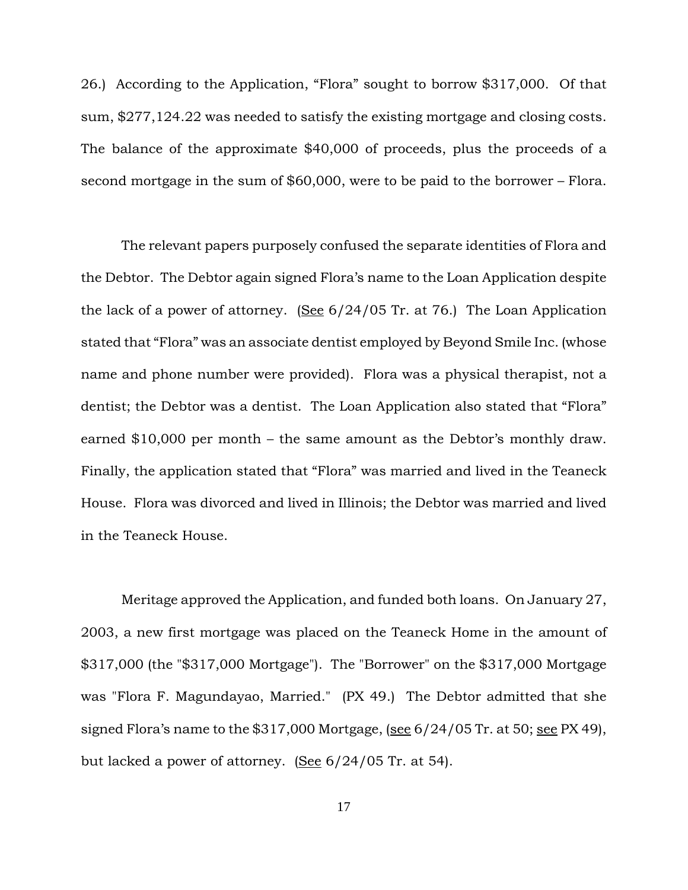26.) According to the Application, "Flora" sought to borrow $317,000. Of that sum, $277,124.22 was needed to satisfy the existing mortgage and closing costs. The balance of the approximate $40,000 of proceeds, plus the proceeds of a second mortgage in the sum of $60,000, were to be paid to the borrower – Flora.

The relevant papers purposely confused the separate identities of Flora and the Debtor. The Debtor again signed Flora's name to the Loan Application despite the lack of a power of attorney. (See 6/24/05 Tr. at 76.) The Loan Application stated that "Flora" was an associate dentist employed by Beyond Smile Inc. (whose name and phone number were provided). Flora was a physical therapist, not a dentist; the Debtor was a dentist. The Loan Application also stated that "Flora" earned $10,000 per month – the same amount as the Debtor's monthly draw. Finally, the application stated that "Flora" was married and lived in the Teaneck House. Flora was divorced and lived in Illinois; the Debtor was married and lived in the Teaneck House.

Meritage approved the Application, and funded both loans. On January 27, 2003, a new first mortgage was placed on the Teaneck Home in the amount of $317,000 (the "$317,000 Mortgage"). The "Borrower" on the $317,000 Mortgage was "Flora F. Magundayao, Married." (PX 49.) The Debtor admitted that she signed Flora's name to the $317,000 Mortgage, (see 6/24/05 Tr. at 50; see PX 49), but lacked a power of attorney. (See 6/24/05 Tr. at 54).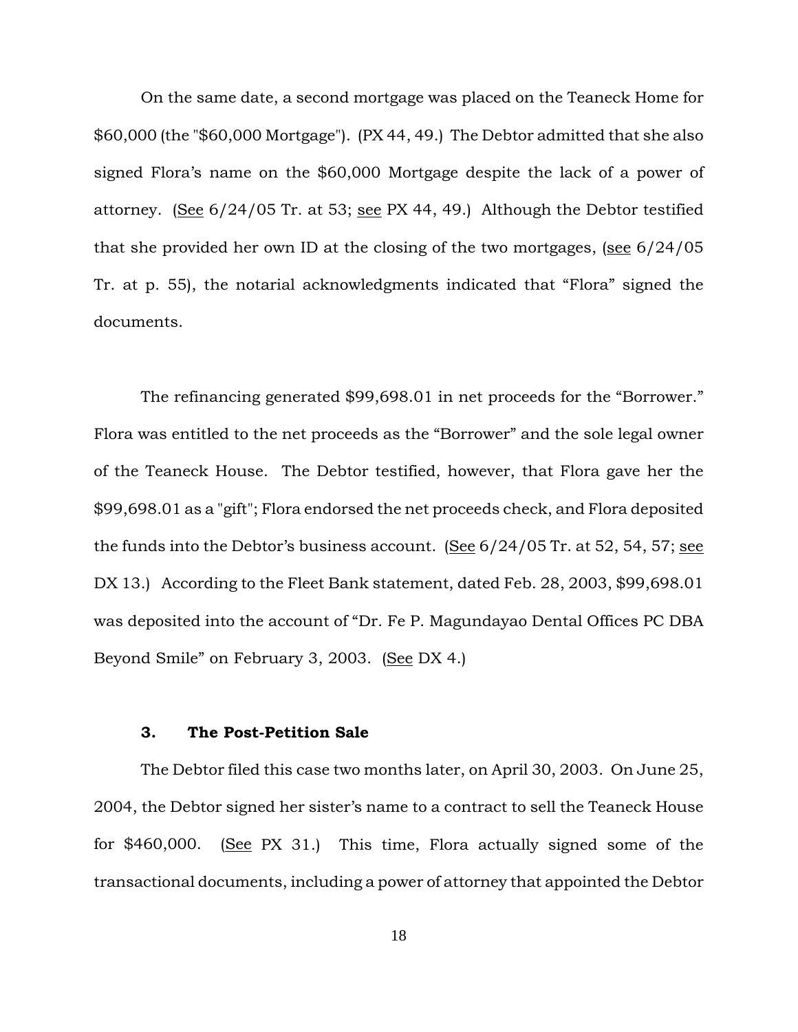On the same date, a second mortgage was placed on the Teaneck Home for $60,000 (the "$60,000 Mortgage"). (PX 44, 49.) The Debtor admitted that she also signed Flora's name on the $60,000 Mortgage despite the lack of a power of attorney. (See 6/24/05 Tr. at 53; see PX 44, 49.) Although the Debtor testified that she provided her own ID at the closing of the two mortgages, (see 6/24/05 Tr. at p. 55), the notarial acknowledgments indicated that "Flora" signed the documents.

The refinancing generated $99,698.01 in net proceeds for the "Borrower." Flora was entitled to the net proceeds as the "Borrower" and the sole legal owner of the Teaneck House. The Debtor testified, however, that Flora gave her the $99,698.01 as a "gift"; Flora endorsed the net proceeds check, and Flora deposited the funds into the Debtor's business account. (See 6/24/05 Tr. at 52, 54, 57; see DX 13.) According to the Fleet Bank statement, dated Feb. 28, 2003, $99,698.01 was deposited into the account of "Dr. Fe P. Magundayao Dental Offices PC DBA Beyond Smile" on February 3, 2003. (See DX 4.)

### 3. The Post-Petition Sale

The Debtor filed this case two months later, on April 30, 2003. On June 25, 2004, the Debtor signed her sister's name to a contract to sell the Teaneck House for $460,000. (See PX 31.) This time, Flora actually signed some of the transactional documents, including a power of attorney that appointed the Debtor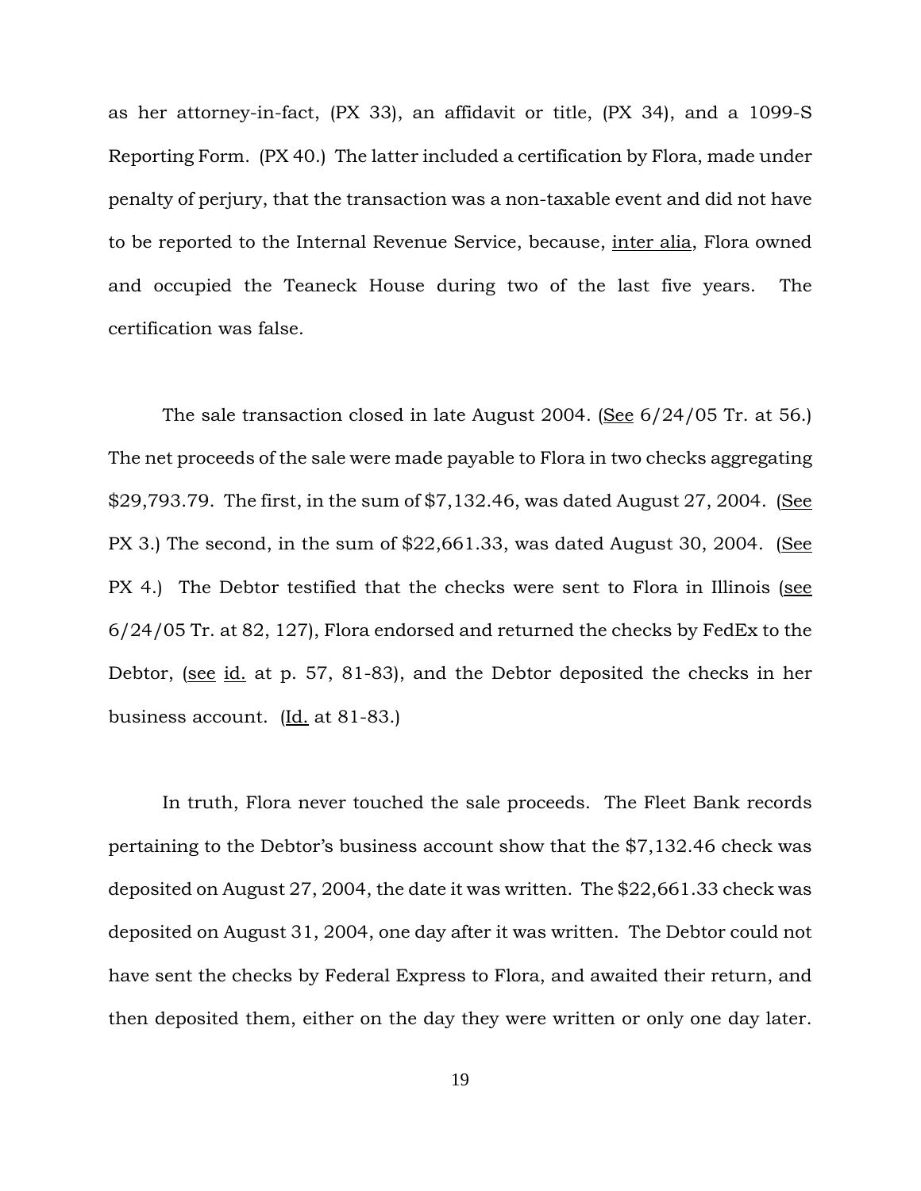as her attorney-in-fact, (PX 33), an affidavit or title, (PX 34), and a 1099-S Reporting Form. (PX 40.) The latter included a certification by Flora, made under penalty of perjury, that the transaction was a non-taxable event and did not have to be reported to the Internal Revenue Service, because, inter alia, Flora owned and occupied the Teaneck House during two of the last five years. The certification was false.

The sale transaction closed in late August 2004. (See 6/24/05 Tr. at 56.) The net proceeds of the sale were made payable to Flora in two checks aggregating $29,793.79. The first, in the sum of $7,132.46, was dated August 27, 2004. (See PX 3.) The second, in the sum of $22,661.33, was dated August 30, 2004. (See PX 4.) The Debtor testified that the checks were sent to Flora in Illinois (see 6/24/05 Tr. at 82, 127), Flora endorsed and returned the checks by FedEx to the Debtor, (see id. at p. 57, 81-83), and the Debtor deposited the checks in her business account. (Id. at 81-83.)

In truth, Flora never touched the sale proceeds. The Fleet Bank records pertaining to the Debtor's business account show that the $7,132.46 check was deposited on August 27, 2004, the date it was written. The $22,661.33 check was deposited on August 31, 2004, one day after it was written. The Debtor could not have sent the checks by Federal Express to Flora, and awaited their return, and then deposited them, either on the day they were written or only one day later.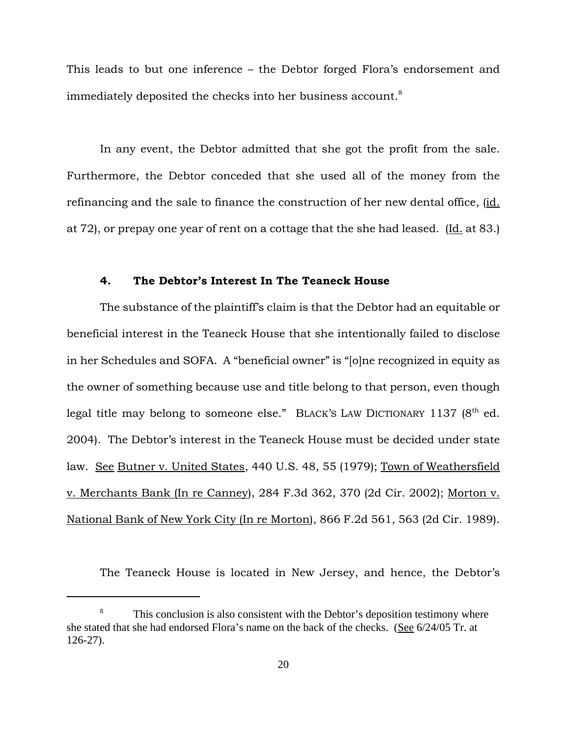This leads to but one inference – the Debtor forged Flora's endorsement and immediately deposited the checks into her business account.[8]

In any event, the Debtor admitted that she got the profit from the sale. Furthermore, the Debtor conceded that she used all of the money from the refinancing and the sale to finance the construction of her new dental office, (id. at 72), or prepay one year of rent on a cottage that the she had leased. (Id. at 83.)

### 4. The Debtor's Interest In The Teaneck House

The substance of the plaintiff's claim is that the Debtor had an equitable or beneficial interest in the Teaneck House that she intentionally failed to disclose in her Schedules and SOFA. A "beneficial owner" is "[o]ne recognized in equity as the owner of something because use and title belong to that person, even though legal title may belong to someone else." BLACK'S LAW DICTIONARY 1137 (8th ed. 2004). The Debtor's interest in the Teaneck House must be decided under state law. See Butner v. United States, 440 U.S. 48, 55 (1979); Town of Weathersfield v. Merchants Bank (In re Canney), 284 F.3d 362, 370 (2d Cir. 2002); Morton v. National Bank of New York City (In re Morton), 866 F.2d 561, 563 (2d Cir. 1989).

The Teaneck House is located in New Jersey, and hence, the Debtor's

---

[8] This conclusion is also consistent with the Debtor's deposition testimony where she stated that she had endorsed Flora's name on the back of the checks. (See 6/24/05 Tr. at 126-27).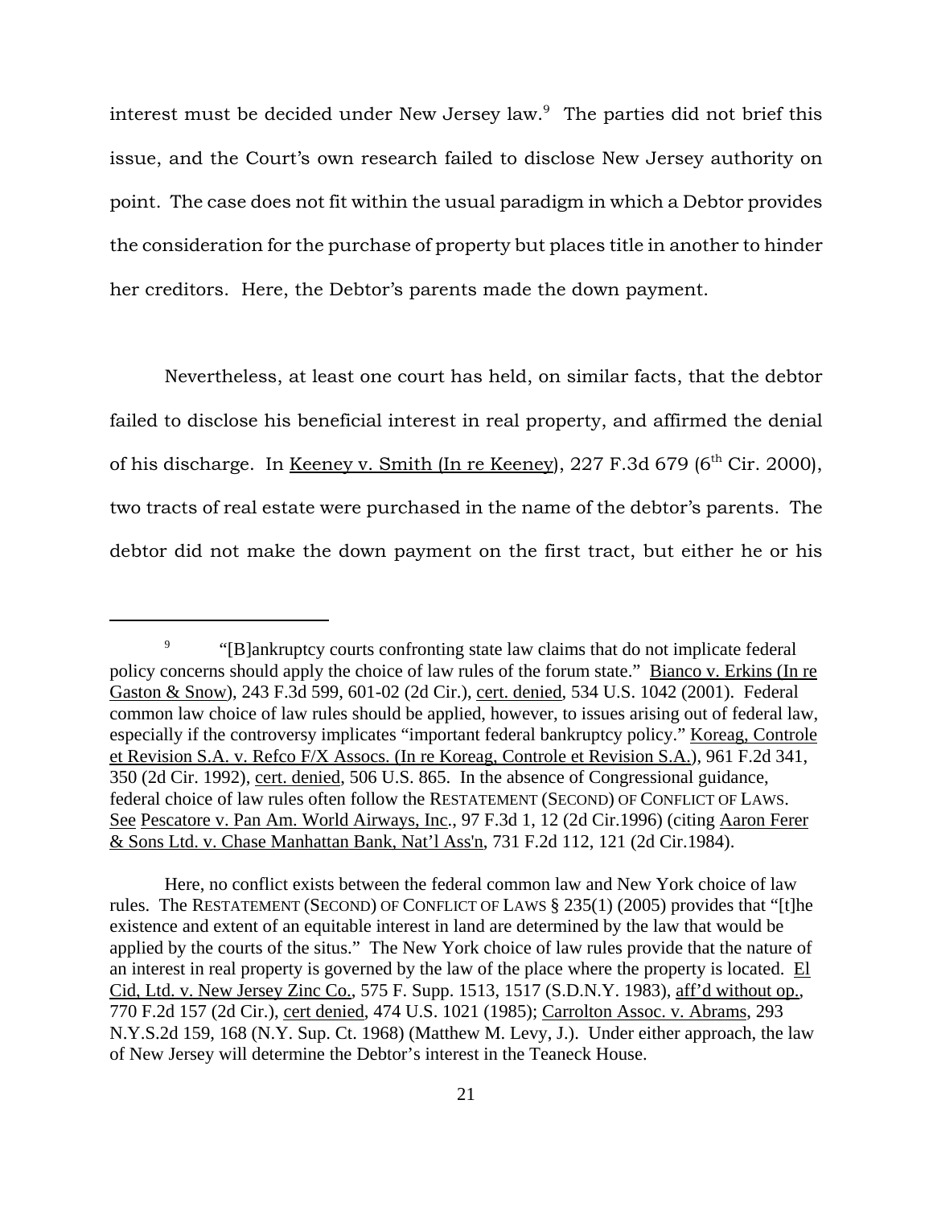interest must be decided under New Jersey law.[9] The parties did not brief this issue, and the Court's own research failed to disclose New Jersey authority on point. The case does not fit within the usual paradigm in which a Debtor provides the consideration for the purchase of property but places title in another to hinder her creditors. Here, the Debtor's parents made the down payment.

Nevertheless, at least one court has held, on similar facts, that the debtor failed to disclose his beneficial interest in real property, and affirmed the denial of his discharge. In Keeney v. Smith (In re Keeney), 227 F.3d 679 (6th Cir. 2000), two tracts of real estate were purchased in the name of the debtor's parents. The debtor did not make the down payment on the first tract, but either he or his

---

[9] "[B]ankruptcy courts confronting state law claims that do not implicate federal policy concerns should apply the choice of law rules of the forum state." Bianco v. Erkins (In re Gaston & Snow), 243 F.3d 599, 601-02 (2d Cir.), cert. denied, 534 U.S. 1042 (2001). Federal common law choice of law rules should be applied, however, to issues arising out of federal law, especially if the controversy implicates "important federal bankruptcy policy." Koreag, Controle et Revision S.A. v. Refco F/X Assocs. (In re Koreag, Controle et Revision S.A.), 961 F.2d 341, 350 (2d Cir. 1992), cert. denied, 506 U.S. 865. In the absence of Congressional guidance, federal choice of law rules often follow the RESTATEMENT (SECOND) OF CONFLICT OF LAWS. See Pescatore v. Pan Am. World Airways, Inc., 97 F.3d 1, 12 (2d Cir.1996) (citing Aaron Ferer & Sons Ltd. v. Chase Manhattan Bank, Nat'l Ass'n, 731 F.2d 112, 121 (2d Cir.1984).

Here, no conflict exists between the federal common law and New York choice of law rules. The RESTATEMENT (SECOND) OF CONFLICT OF LAWS § 235(1) (2005) provides that "[t]he existence and extent of an equitable interest in land are determined by the law that would be applied by the courts of the situs." The New York choice of law rules provide that the nature of an interest in real property is governed by the law of the place where the property is located. El Cid, Ltd. v. New Jersey Zinc Co., 575 F. Supp. 1513, 1517 (S.D.N.Y. 1983), aff'd without op., 770 F.2d 157 (2d Cir.), cert denied, 474 U.S. 1021 (1985); Carrolton Assoc. v. Abrams, 293 N.Y.S.2d 159, 168 (N.Y. Sup. Ct. 1968) (Matthew M. Levy, J.). Under either approach, the law of New Jersey will determine the Debtor's interest in the Teaneck House.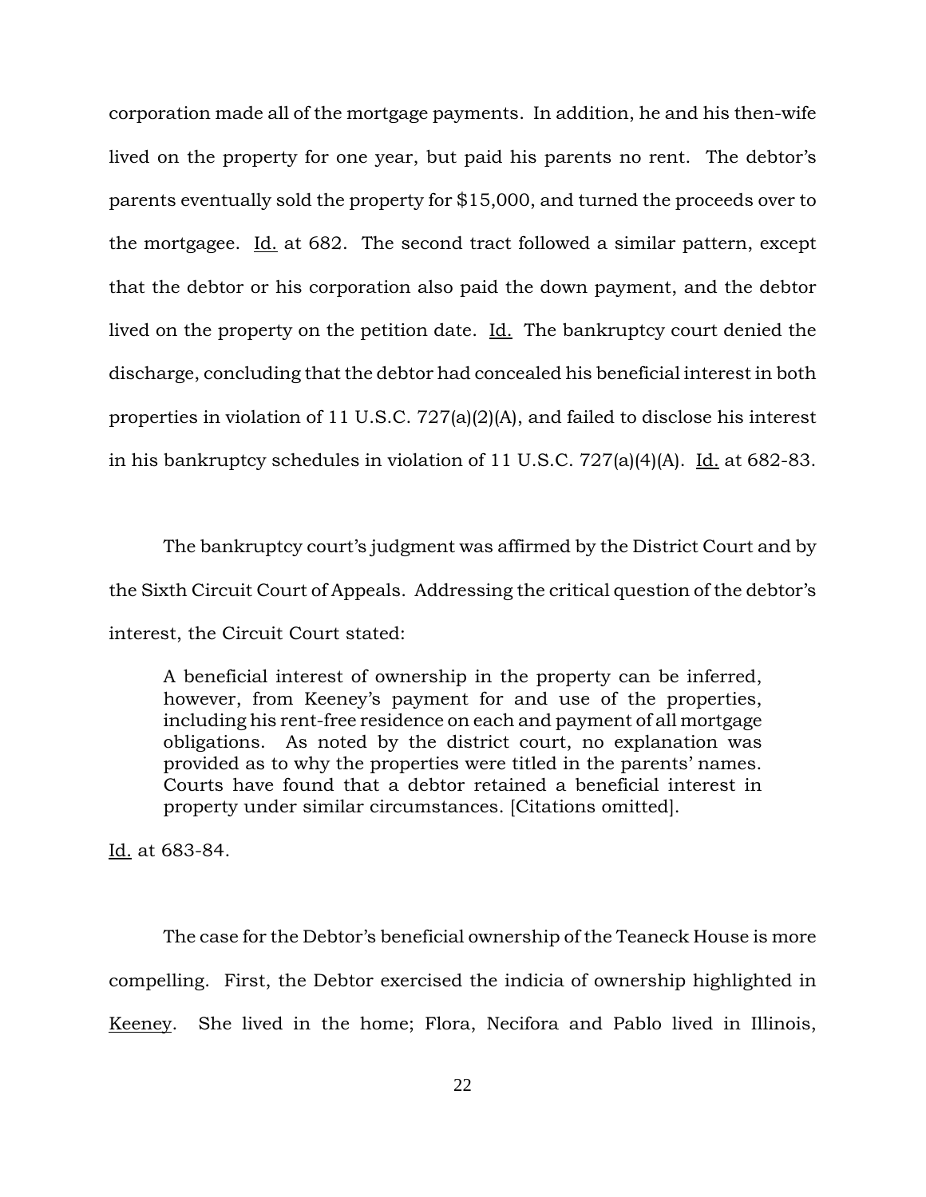corporation made all of the mortgage payments. In addition, he and his then-wife lived on the property for one year, but paid his parents no rent. The debtor's parents eventually sold the property for $15,000, and turned the proceeds over to the mortgagee. Id. at 682. The second tract followed a similar pattern, except that the debtor or his corporation also paid the down payment, and the debtor lived on the property on the petition date. Id. The bankruptcy court denied the discharge, concluding that the debtor had concealed his beneficial interest in both properties in violation of 11 U.S.C. 727(a)(2)(A), and failed to disclose his interest in his bankruptcy schedules in violation of 11 U.S.C. 727(a)(4)(A). Id. at 682-83.

The bankruptcy court's judgment was affirmed by the District Court and by the Sixth Circuit Court of Appeals. Addressing the critical question of the debtor's interest, the Circuit Court stated:

> A beneficial interest of ownership in the property can be inferred, however, from Keeney's payment for and use of the properties, including his rent-free residence on each and payment of all mortgage obligations. As noted by the district court, no explanation was provided as to why the properties were titled in the parents' names. Courts have found that a debtor retained a beneficial interest in property under similar circumstances. [Citations omitted].

Id. at 683-84.

The case for the Debtor's beneficial ownership of the Teaneck House is more compelling. First, the Debtor exercised the indicia of ownership highlighted in Keeney. She lived in the home; Flora, Necifora and Pablo lived in Illinois,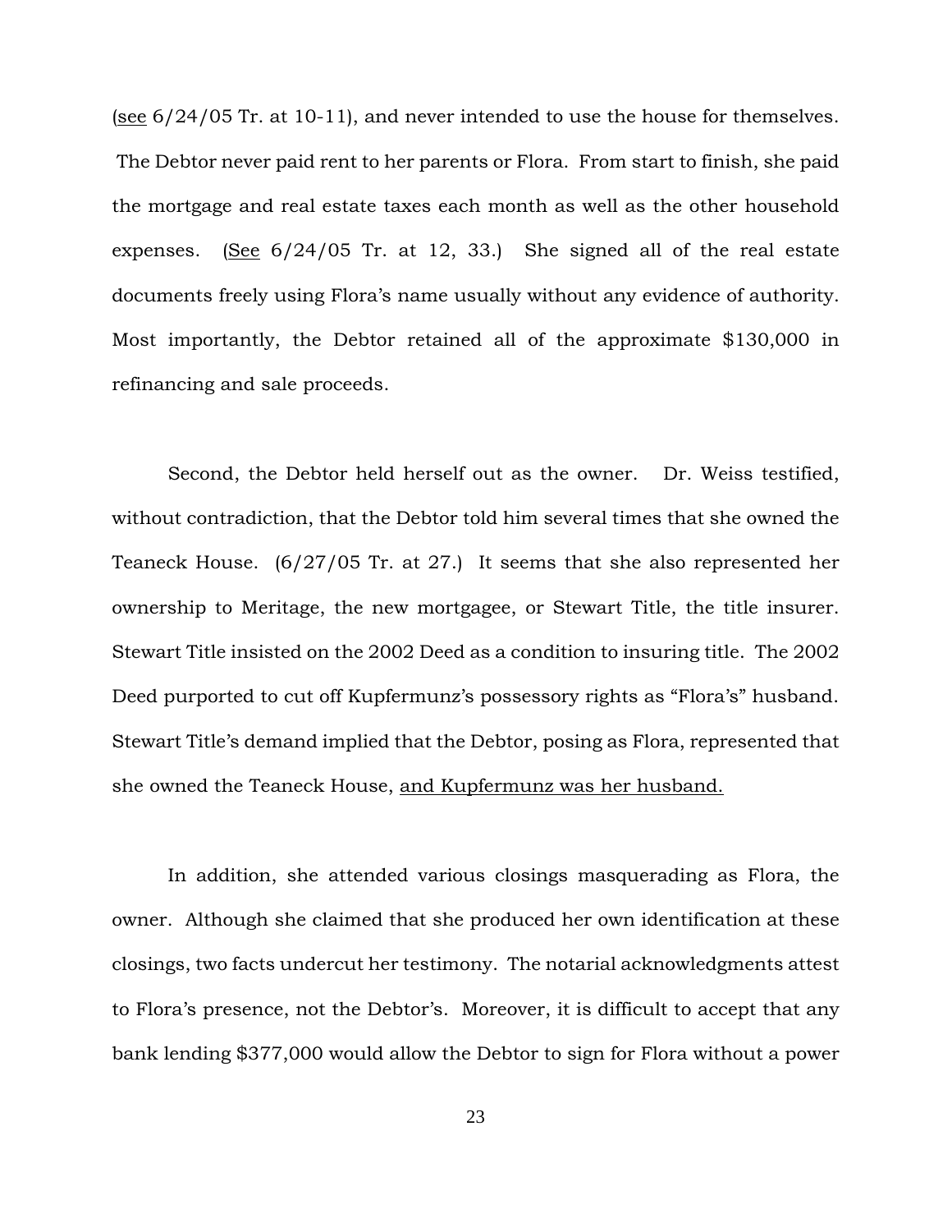(see 6/24/05 Tr. at 10-11), and never intended to use the house for themselves. The Debtor never paid rent to her parents or Flora. From start to finish, she paid the mortgage and real estate taxes each month as well as the other household expenses. (See 6/24/05 Tr. at 12, 33.) She signed all of the real estate documents freely using Flora's name usually without any evidence of authority. Most importantly, the Debtor retained all of the approximate $130,000 in refinancing and sale proceeds.

Second, the Debtor held herself out as the owner. Dr. Weiss testified, without contradiction, that the Debtor told him several times that she owned the Teaneck House. (6/27/05 Tr. at 27.) It seems that she also represented her ownership to Meritage, the new mortgagee, or Stewart Title, the title insurer. Stewart Title insisted on the 2002 Deed as a condition to insuring title. The 2002 Deed purported to cut off Kupfermunz's possessory rights as "Flora's" husband. Stewart Title's demand implied that the Debtor, posing as Flora, represented that she owned the Teaneck House, and Kupfermunz was her husband.

In addition, she attended various closings masquerading as Flora, the owner. Although she claimed that she produced her own identification at these closings, two facts undercut her testimony. The notarial acknowledgments attest to Flora's presence, not the Debtor's. Moreover, it is difficult to accept that any bank lending $377,000 would allow the Debtor to sign for Flora without a power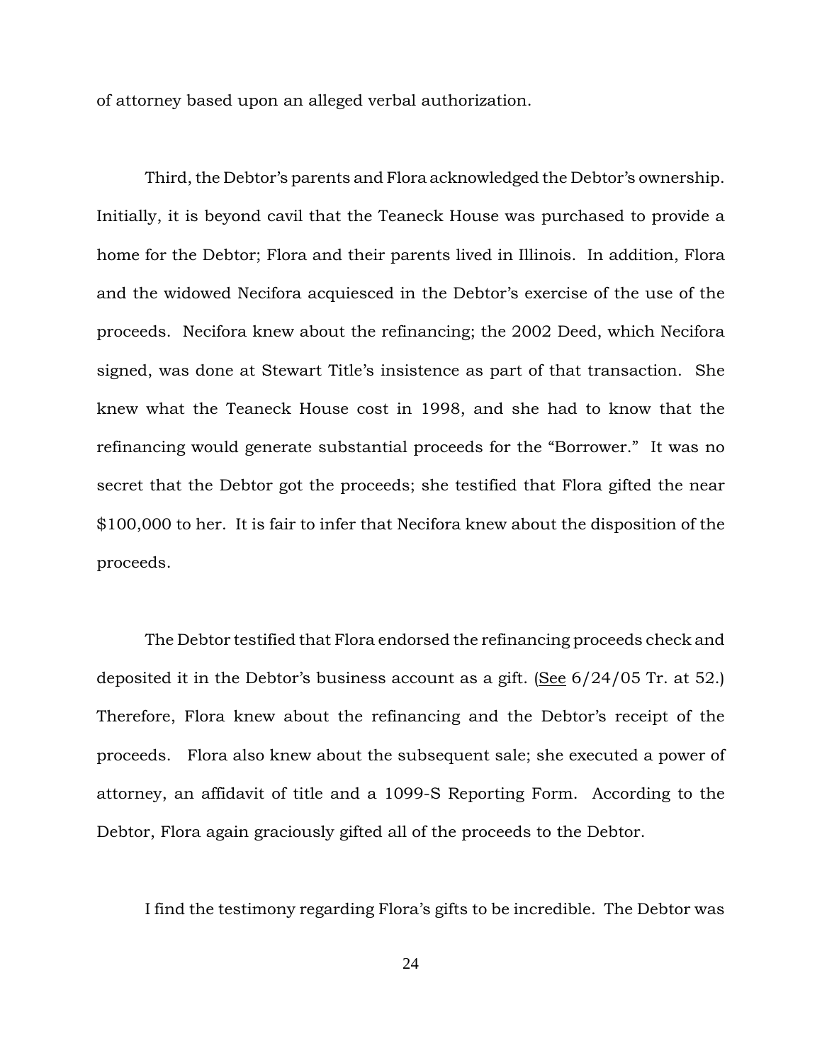of attorney based upon an alleged verbal authorization.

Third, the Debtor's parents and Flora acknowledged the Debtor's ownership. Initially, it is beyond cavil that the Teaneck House was purchased to provide a home for the Debtor; Flora and their parents lived in Illinois. In addition, Flora and the widowed Necifora acquiesced in the Debtor's exercise of the use of the proceeds. Necifora knew about the refinancing; the 2002 Deed, which Necifora signed, was done at Stewart Title's insistence as part of that transaction. She knew what the Teaneck House cost in 1998, and she had to know that the refinancing would generate substantial proceeds for the "Borrower." It was no secret that the Debtor got the proceeds; she testified that Flora gifted the near $100,000 to her. It is fair to infer that Necifora knew about the disposition of the proceeds.

The Debtor testified that Flora endorsed the refinancing proceeds check and deposited it in the Debtor's business account as a gift. (See 6/24/05 Tr. at 52.) Therefore, Flora knew about the refinancing and the Debtor's receipt of the proceeds. Flora also knew about the subsequent sale; she executed a power of attorney, an affidavit of title and a 1099-S Reporting Form. According to the Debtor, Flora again graciously gifted all of the proceeds to the Debtor.

I find the testimony regarding Flora's gifts to be incredible. The Debtor was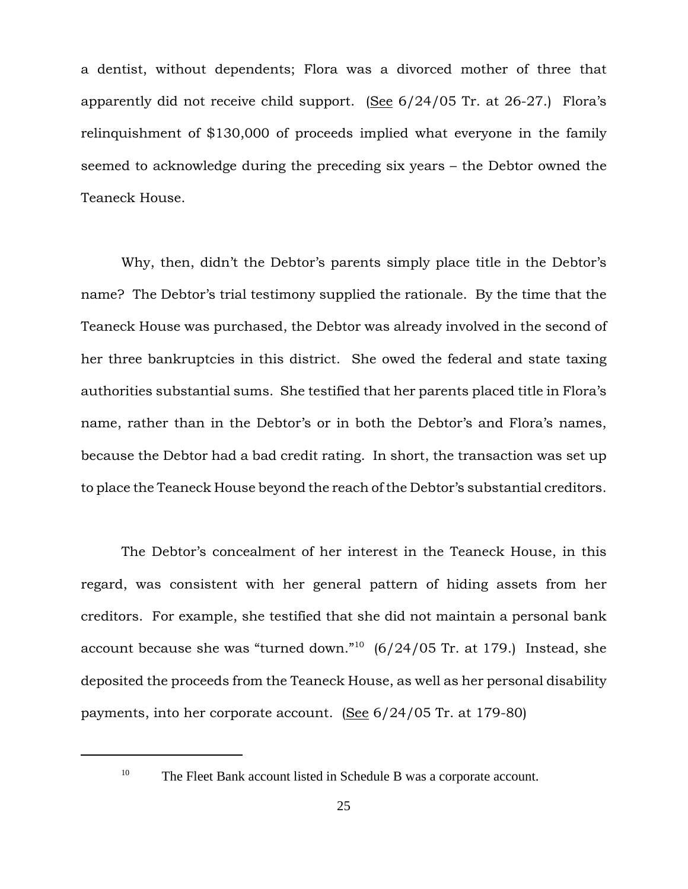a dentist, without dependents; Flora was a divorced mother of three that apparently did not receive child support. (See 6/24/05 Tr. at 26-27.) Flora's relinquishment of $130,000 of proceeds implied what everyone in the family seemed to acknowledge during the preceding six years – the Debtor owned the Teaneck House.

Why, then, didn't the Debtor's parents simply place title in the Debtor's name? The Debtor's trial testimony supplied the rationale. By the time that the Teaneck House was purchased, the Debtor was already involved in the second of her three bankruptcies in this district. She owed the federal and state taxing authorities substantial sums. She testified that her parents placed title in Flora's name, rather than in the Debtor's or in both the Debtor's and Flora's names, because the Debtor had a bad credit rating. In short, the transaction was set up to place the Teaneck House beyond the reach of the Debtor's substantial creditors.

The Debtor's concealment of her interest in the Teaneck House, in this regard, was consistent with her general pattern of hiding assets from her creditors. For example, she testified that she did not maintain a personal bank account because she was "turned down."[10] (6/24/05 Tr. at 179.) Instead, she deposited the proceeds from the Teaneck House, as well as her personal disability payments, into her corporate account. (See 6/24/05 Tr. at 179-80)

---

[10] The Fleet Bank account listed in Schedule B was a corporate account.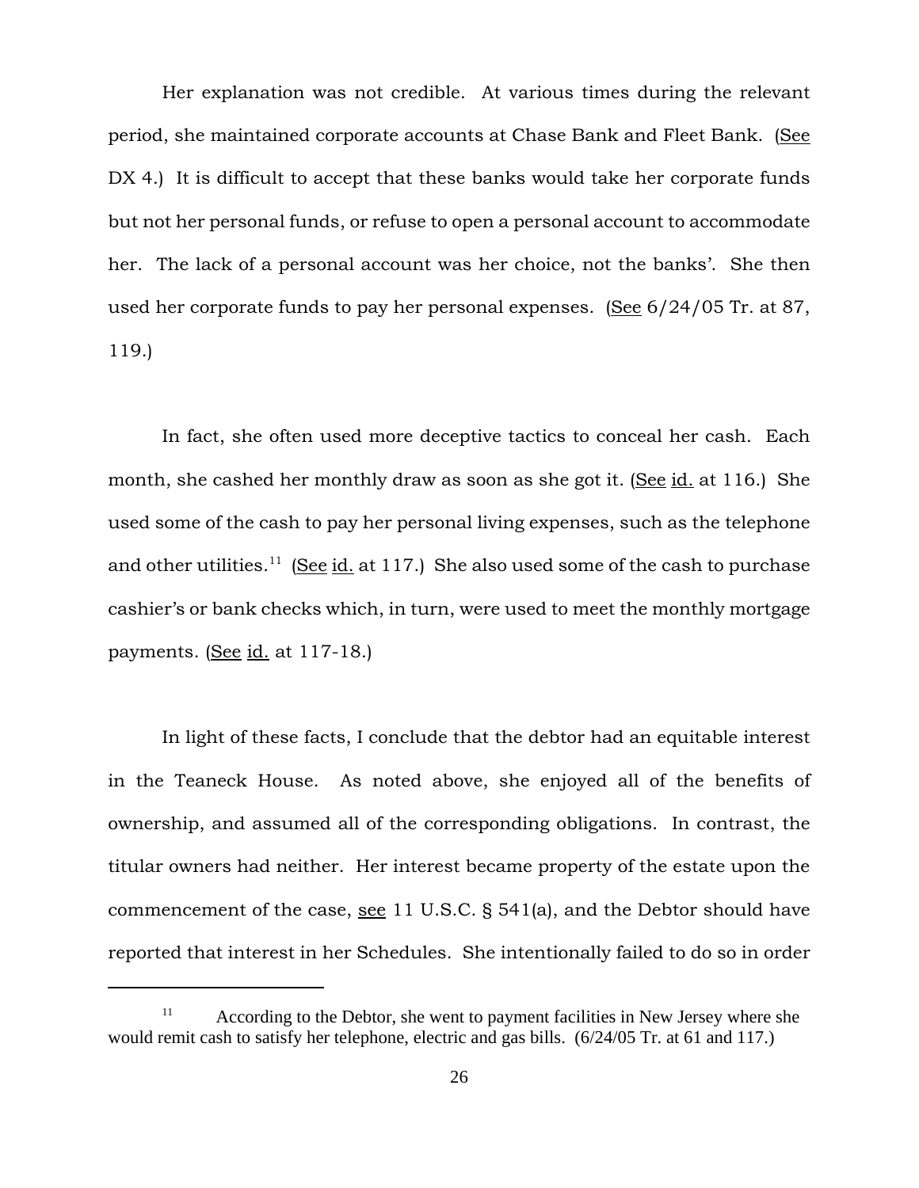Her explanation was not credible. At various times during the relevant period, she maintained corporate accounts at Chase Bank and Fleet Bank. (See DX 4.) It is difficult to accept that these banks would take her corporate funds but not her personal funds, or refuse to open a personal account to accommodate her. The lack of a personal account was her choice, not the banks'. She then used her corporate funds to pay her personal expenses. (See 6/24/05 Tr. at 87, 119.)

In fact, she often used more deceptive tactics to conceal her cash. Each month, she cashed her monthly draw as soon as she got it. (See id. at 116.) She used some of the cash to pay her personal living expenses, such as the telephone and other utilities.[11] (See id. at 117.) She also used some of the cash to purchase cashier's or bank checks which, in turn, were used to meet the monthly mortgage payments. (See id. at 117-18.)

In light of these facts, I conclude that the debtor had an equitable interest in the Teaneck House. As noted above, she enjoyed all of the benefits of ownership, and assumed all of the corresponding obligations. In contrast, the titular owners had neither. Her interest became property of the estate upon the commencement of the case, see 11 U.S.C. § 541(a), and the Debtor should have reported that interest in her Schedules. She intentionally failed to do so in order

[11] According to the Debtor, she went to payment facilities in New Jersey where she would remit cash to satisfy her telephone, electric and gas bills. (6/24/05 Tr. at 61 and 117.)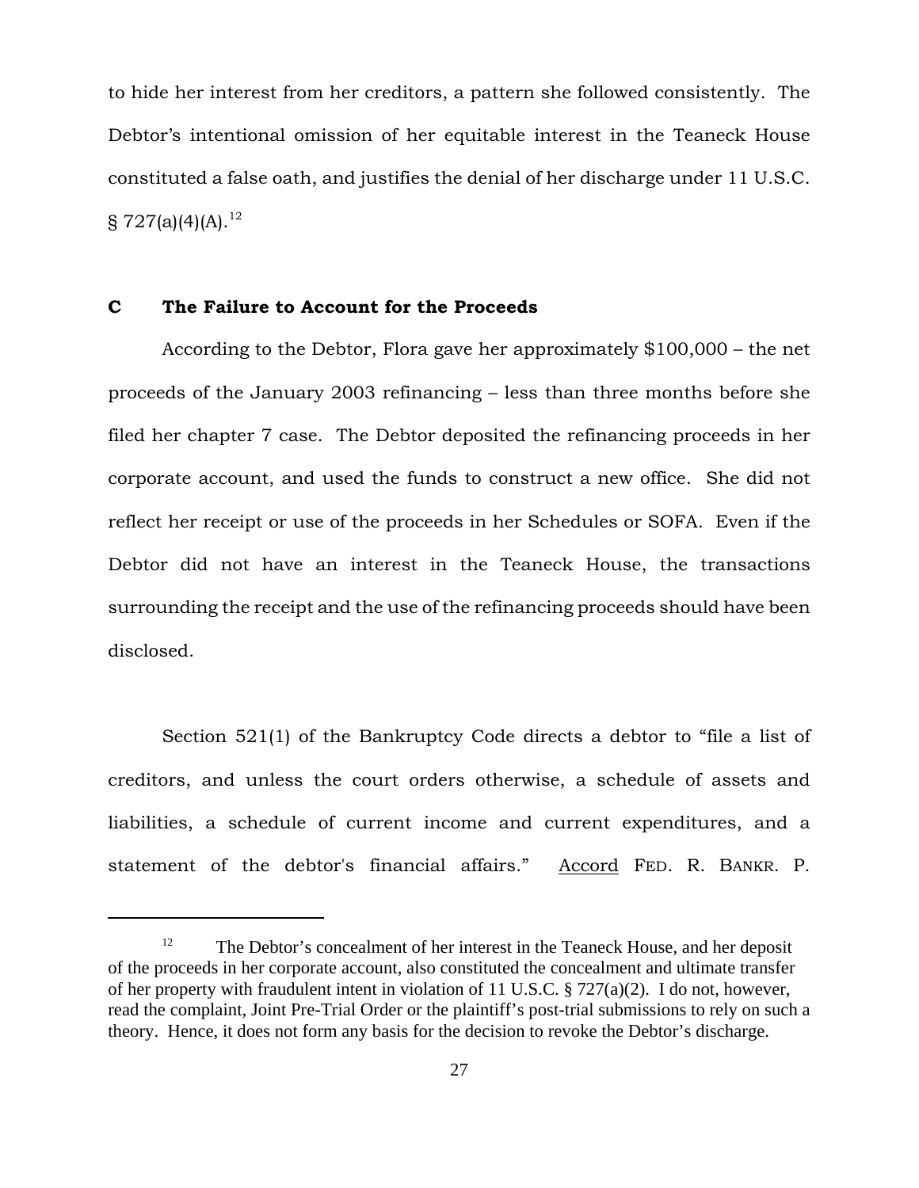to hide her interest from her creditors, a pattern she followed consistently. The Debtor's intentional omission of her equitable interest in the Teaneck House constituted a false oath, and justifies the denial of her discharge under 11 U.S.C. § 727(a)(4)(A).[12]

### C The Failure to Account for the Proceeds

According to the Debtor, Flora gave her approximately $100,000 – the net proceeds of the January 2003 refinancing – less than three months before she filed her chapter 7 case. The Debtor deposited the refinancing proceeds in her corporate account, and used the funds to construct a new office. She did not reflect her receipt or use of the proceeds in her Schedules or SOFA. Even if the Debtor did not have an interest in the Teaneck House, the transactions surrounding the receipt and the use of the refinancing proceeds should have been disclosed.

Section 521(1) of the Bankruptcy Code directs a debtor to "file a list of creditors, and unless the court orders otherwise, a schedule of assets and liabilities, a schedule of current income and current expenditures, and a statement of the debtor's financial affairs." Accord FED. R. BANKR. P.

---

[12] The Debtor's concealment of her interest in the Teaneck House, and her deposit of the proceeds in her corporate account, also constituted the concealment and ultimate transfer of her property with fraudulent intent in violation of 11 U.S.C. § 727(a)(2). I do not, however, read the complaint, Joint Pre-Trial Order or the plaintiff's post-trial submissions to rely on such a theory. Hence, it does not form any basis for the decision to revoke the Debtor's discharge.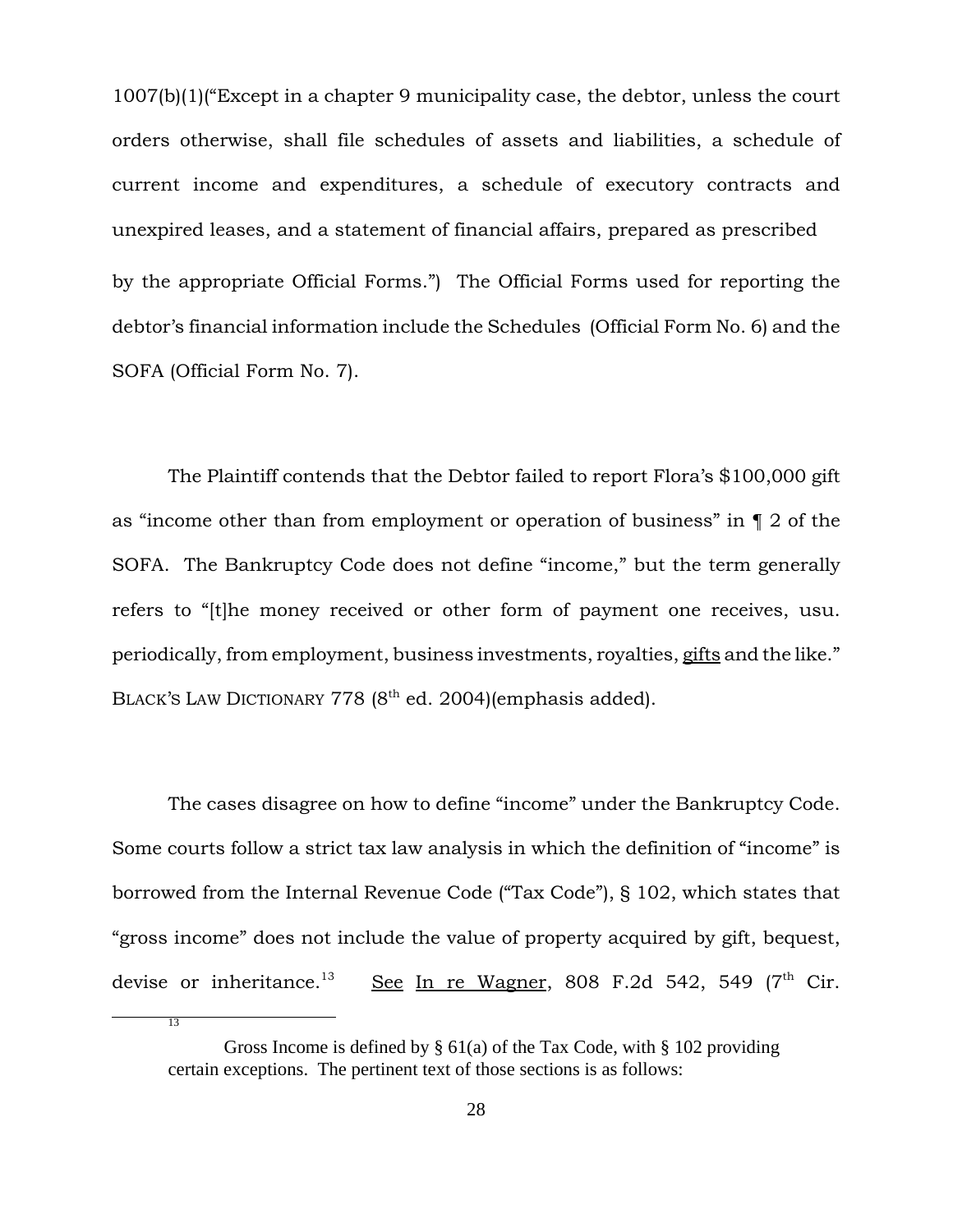1007(b)(1)("Except in a chapter 9 municipality case, the debtor, unless the court orders otherwise, shall file schedules of assets and liabilities, a schedule of current income and expenditures, a schedule of executory contracts and unexpired leases, and a statement of financial affairs, prepared as prescribed by the appropriate Official Forms.") The Official Forms used for reporting the debtor's financial information include the Schedules (Official Form No. 6) and the SOFA (Official Form No. 7).

The Plaintiff contends that the Debtor failed to report Flora's $100,000 gift as "income other than from employment or operation of business" in ¶ 2 of the SOFA. The Bankruptcy Code does not define "income," but the term generally refers to "[t]he money received or other form of payment one receives, usu. periodically, from employment, business investments, royalties, gifts and the like." BLACK'S LAW DICTIONARY 778 (8th ed. 2004)(emphasis added).

The cases disagree on how to define "income" under the Bankruptcy Code. Some courts follow a strict tax law analysis in which the definition of "income" is borrowed from the Internal Revenue Code ("Tax Code"), § 102, which states that "gross income" does not include the value of property acquired by gift, bequest, devise or inheritance.[13] See In re Wagner, 808 F.2d 542, 549 (7th Cir.

[13] Gross Income is defined by § 61(a) of the Tax Code, with § 102 providing certain exceptions. The pertinent text of those sections is as follows: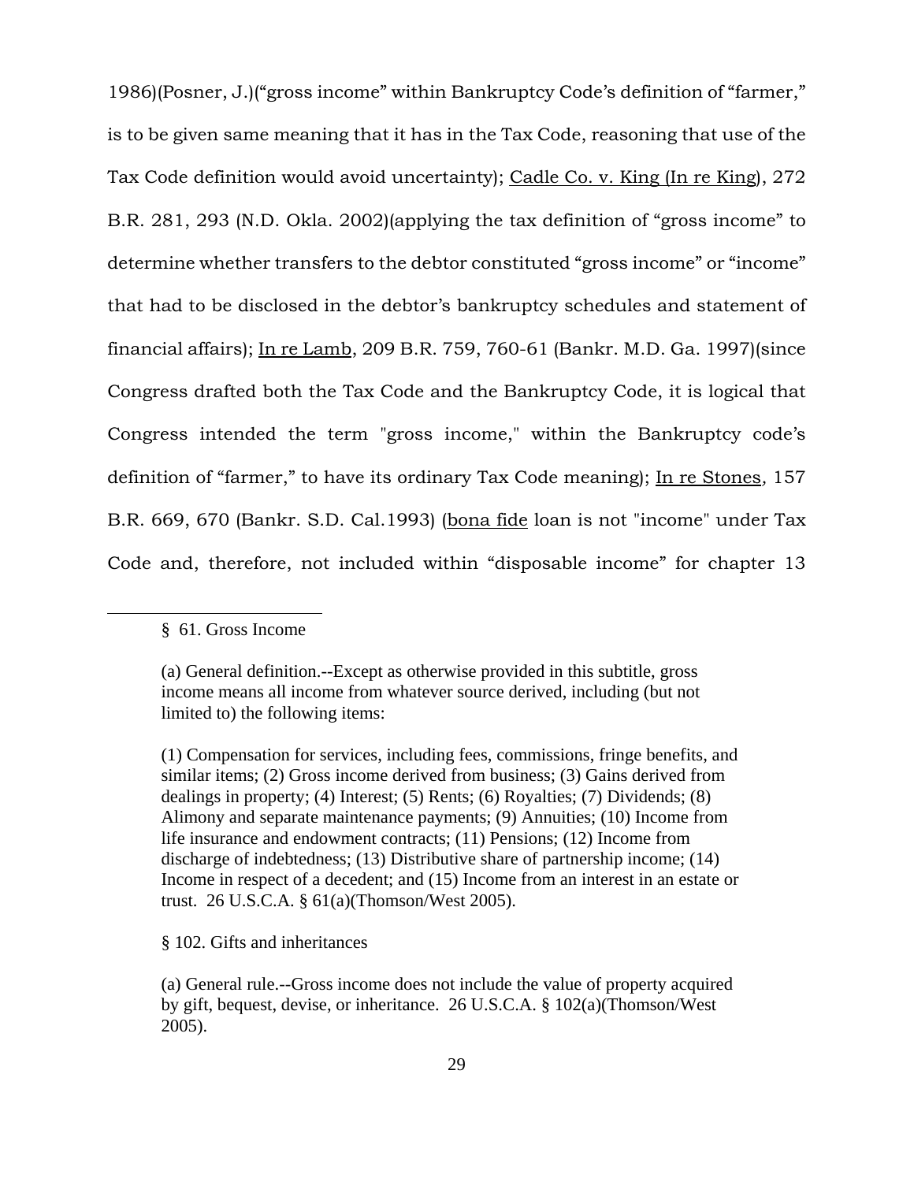1986)(Posner, J.)("gross income" within Bankruptcy Code's definition of "farmer," is to be given same meaning that it has in the Tax Code, reasoning that use of the Tax Code definition would avoid uncertainty); Cadle Co. v. King (In re King), 272 B.R. 281, 293 (N.D. Okla. 2002)(applying the tax definition of "gross income" to determine whether transfers to the debtor constituted "gross income" or "income" that had to be disclosed in the debtor's bankruptcy schedules and statement of financial affairs); In re Lamb, 209 B.R. 759, 760-61 (Bankr. M.D. Ga. 1997)(since Congress drafted both the Tax Code and the Bankruptcy Code, it is logical that Congress intended the term "gross income," within the Bankruptcy code's definition of "farmer," to have its ordinary Tax Code meaning); In re Stones, 157 B.R. 669, 670 (Bankr. S.D. Cal.1993) (bona fide loan is not "income" under Tax Code and, therefore, not included within "disposable income" for chapter 13

---

§ 61. Gross Income

(a) General definition.--Except as otherwise provided in this subtitle, gross income means all income from whatever source derived, including (but not limited to) the following items:

(1) Compensation for services, including fees, commissions, fringe benefits, and similar items; (2) Gross income derived from business; (3) Gains derived from dealings in property; (4) Interest; (5) Rents; (6) Royalties; (7) Dividends; (8) Alimony and separate maintenance payments; (9) Annuities; (10) Income from life insurance and endowment contracts; (11) Pensions; (12) Income from discharge of indebtedness; (13) Distributive share of partnership income; (14) Income in respect of a decedent; and (15) Income from an interest in an estate or trust. 26 U.S.C.A. § 61(a)(Thomson/West 2005).

§ 102. Gifts and inheritances

(a) General rule.--Gross income does not include the value of property acquired by gift, bequest, devise, or inheritance. 26 U.S.C.A. § 102(a)(Thomson/West 2005).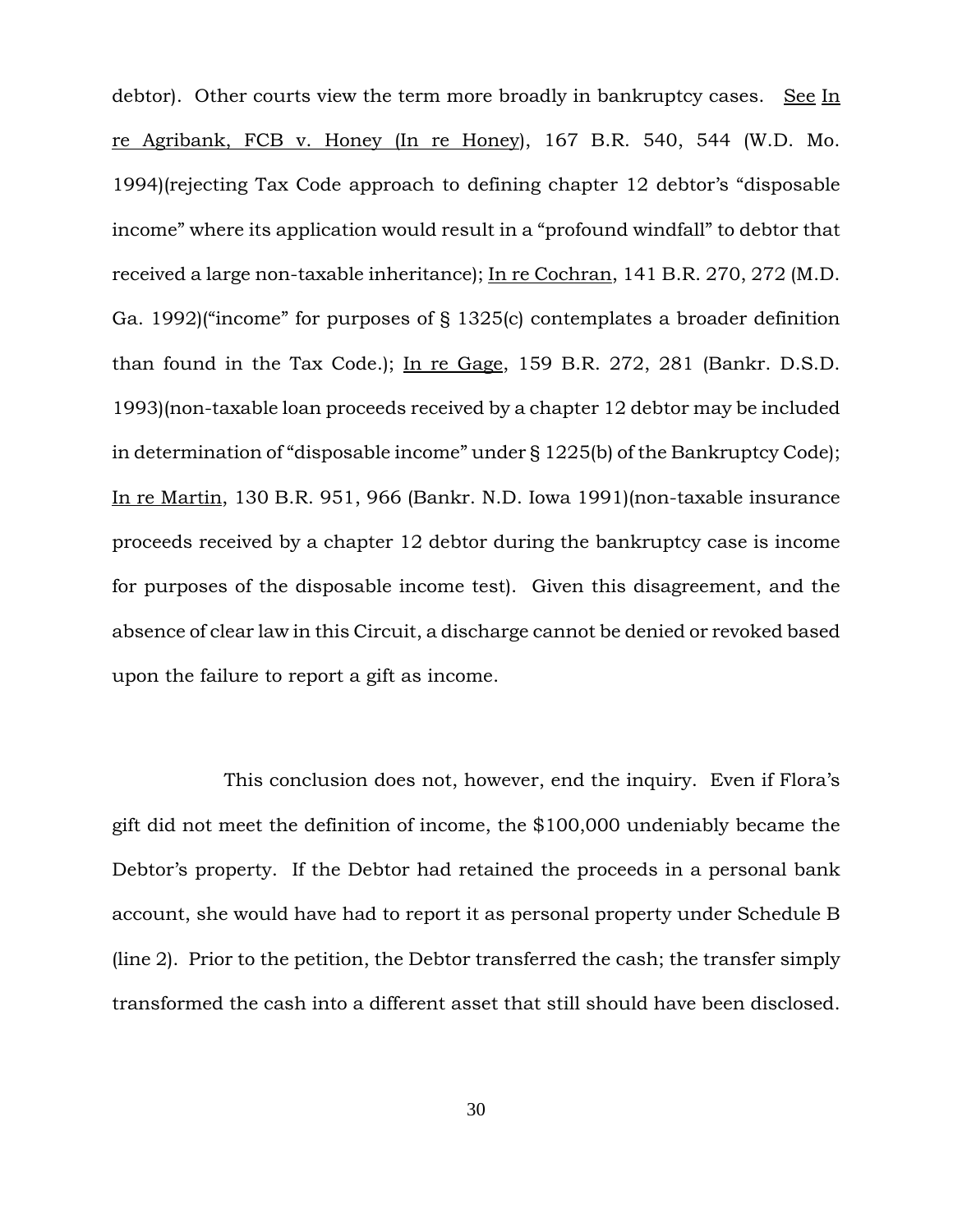debtor). Other courts view the term more broadly in bankruptcy cases. See In re Agribank, FCB v. Honey (In re Honey), 167 B.R. 540, 544 (W.D. Mo. 1994)(rejecting Tax Code approach to defining chapter 12 debtor's "disposable income" where its application would result in a "profound windfall" to debtor that received a large non-taxable inheritance); In re Cochran, 141 B.R. 270, 272 (M.D. Ga. 1992)("income" for purposes of § 1325(c) contemplates a broader definition than found in the Tax Code.); In re Gage, 159 B.R. 272, 281 (Bankr. D.S.D. 1993)(non-taxable loan proceeds received by a chapter 12 debtor may be included in determination of "disposable income" under § 1225(b) of the Bankruptcy Code); In re Martin, 130 B.R. 951, 966 (Bankr. N.D. Iowa 1991)(non-taxable insurance proceeds received by a chapter 12 debtor during the bankruptcy case is income for purposes of the disposable income test). Given this disagreement, and the absence of clear law in this Circuit, a discharge cannot be denied or revoked based upon the failure to report a gift as income.

This conclusion does not, however, end the inquiry. Even if Flora's gift did not meet the definition of income, the $100,000 undeniably became the Debtor's property. If the Debtor had retained the proceeds in a personal bank account, she would have had to report it as personal property under Schedule B (line 2). Prior to the petition, the Debtor transferred the cash; the transfer simply transformed the cash into a different asset that still should have been disclosed.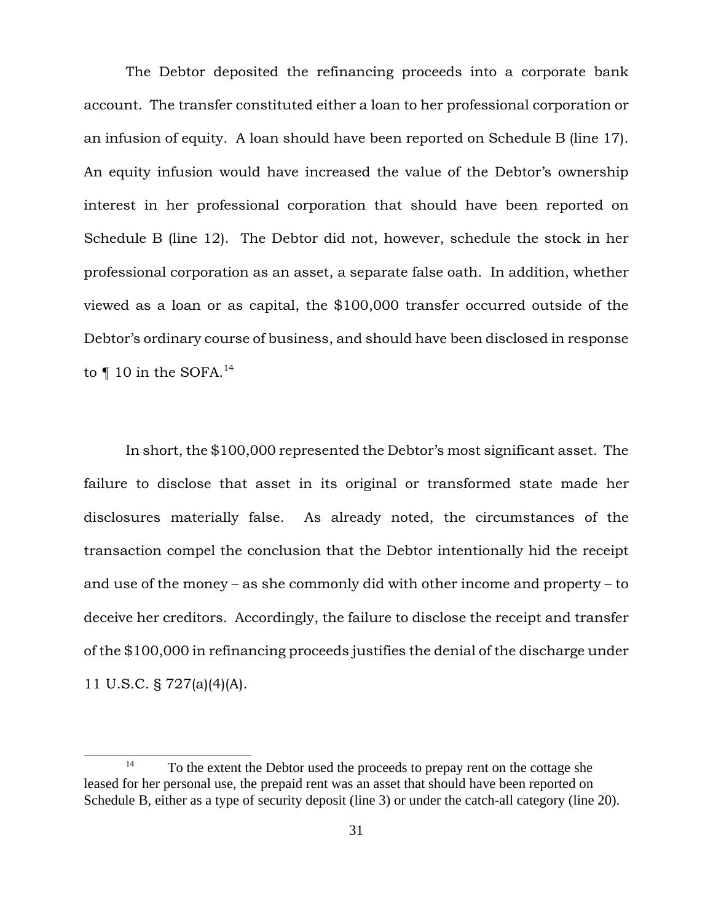The Debtor deposited the refinancing proceeds into a corporate bank account. The transfer constituted either a loan to her professional corporation or an infusion of equity. A loan should have been reported on Schedule B (line 17). An equity infusion would have increased the value of the Debtor's ownership interest in her professional corporation that should have been reported on Schedule B (line 12). The Debtor did not, however, schedule the stock in her professional corporation as an asset, a separate false oath. In addition, whether viewed as a loan or as capital, the $100,000 transfer occurred outside of the Debtor's ordinary course of business, and should have been disclosed in response to ¶ 10 in the SOFA.[14]

In short, the $100,000 represented the Debtor's most significant asset. The failure to disclose that asset in its original or transformed state made her disclosures materially false. As already noted, the circumstances of the transaction compel the conclusion that the Debtor intentionally hid the receipt and use of the money – as she commonly did with other income and property – to deceive her creditors. Accordingly, the failure to disclose the receipt and transfer of the $100,000 in refinancing proceeds justifies the denial of the discharge under 11 U.S.C. § 727(a)(4)(A).

---

[14] To the extent the Debtor used the proceeds to prepay rent on the cottage she leased for her personal use, the prepaid rent was an asset that should have been reported on Schedule B, either as a type of security deposit (line 3) or under the catch-all category (line 20).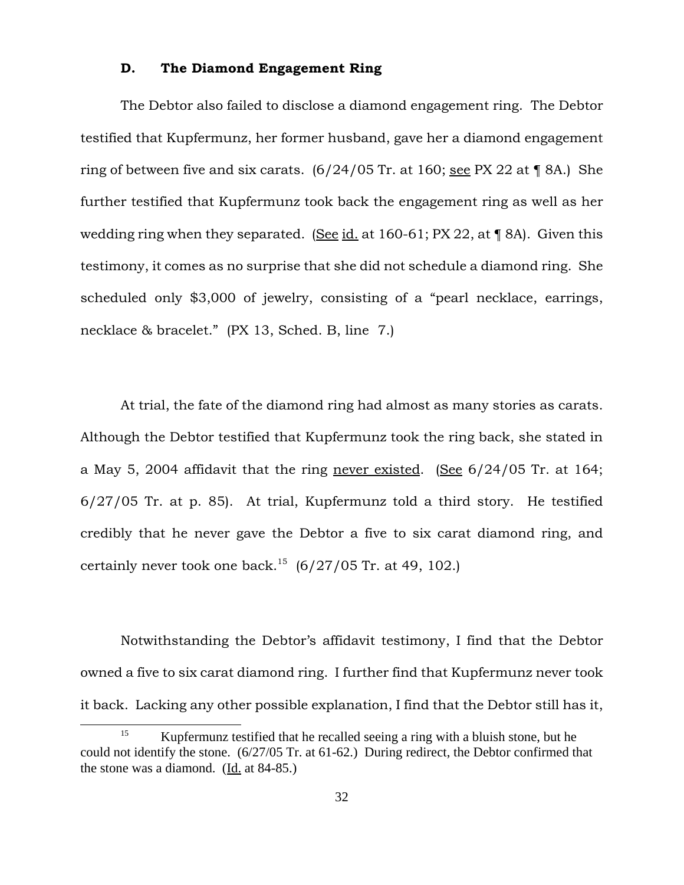### D. The Diamond Engagement Ring

The Debtor also failed to disclose a diamond engagement ring. The Debtor testified that Kupfermunz, her former husband, gave her a diamond engagement ring of between five and six carats. (6/24/05 Tr. at 160; see PX 22 at ¶ 8A.) She further testified that Kupfermunz took back the engagement ring as well as her wedding ring when they separated. (See id. at 160-61; PX 22, at ¶ 8A). Given this testimony, it comes as no surprise that she did not schedule a diamond ring. She scheduled only $3,000 of jewelry, consisting of a "pearl necklace, earrings, necklace & bracelet." (PX 13, Sched. B, line 7.)

At trial, the fate of the diamond ring had almost as many stories as carats. Although the Debtor testified that Kupfermunz took the ring back, she stated in a May 5, 2004 affidavit that the ring never existed. (See 6/24/05 Tr. at 164; 6/27/05 Tr. at p. 85). At trial, Kupfermunz told a third story. He testified credibly that he never gave the Debtor a five to six carat diamond ring, and certainly never took one back.[15] (6/27/05 Tr. at 49, 102.)

Notwithstanding the Debtor's affidavit testimony, I find that the Debtor owned a five to six carat diamond ring. I further find that Kupfermunz never took it back. Lacking any other possible explanation, I find that the Debtor still has it,

[15] Kupfermunz testified that he recalled seeing a ring with a bluish stone, but he could not identify the stone. (6/27/05 Tr. at 61-62.) During redirect, the Debtor confirmed that the stone was a diamond. (Id. at 84-85.)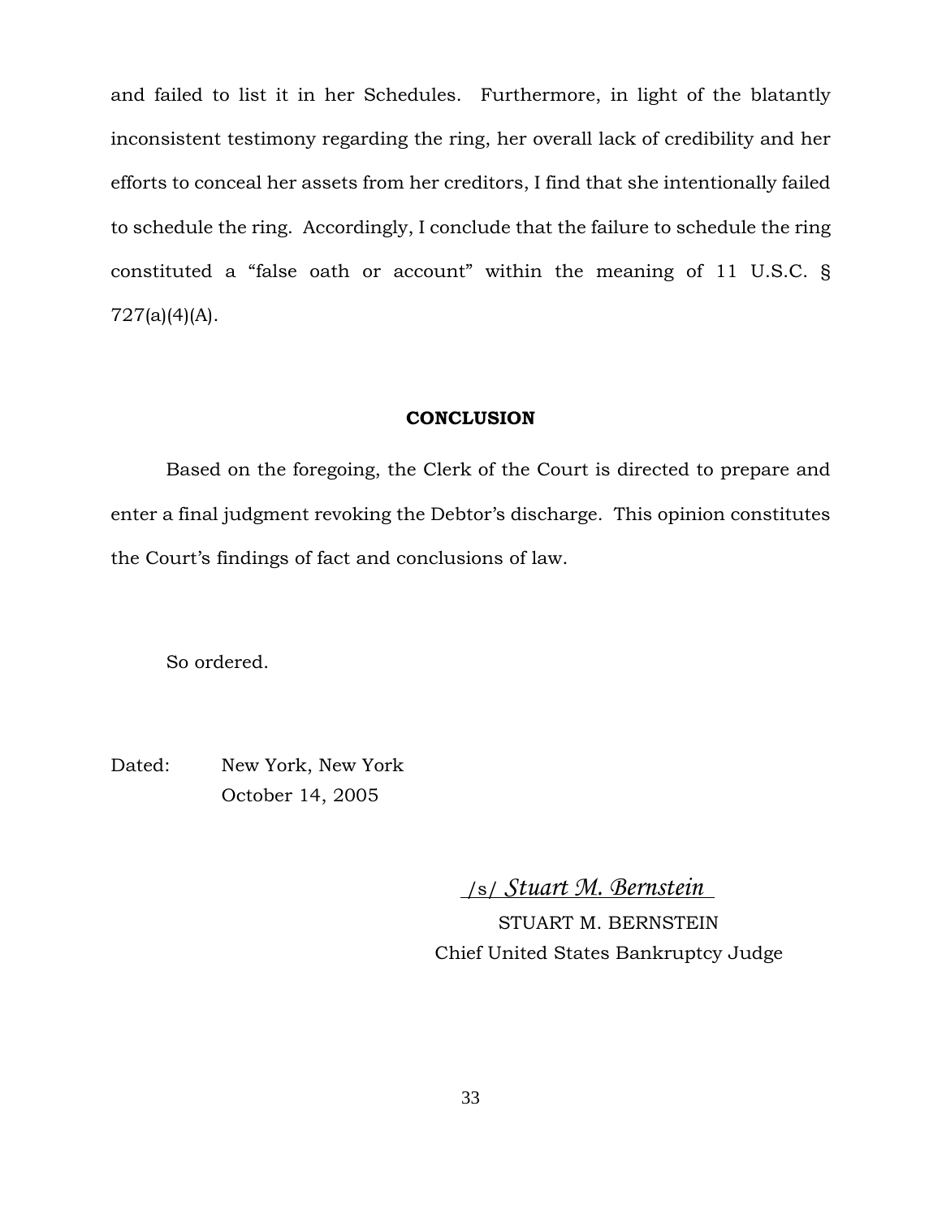and failed to list it in her Schedules. Furthermore, in light of the blatantly inconsistent testimony regarding the ring, her overall lack of credibility and her efforts to conceal her assets from her creditors, I find that she intentionally failed to schedule the ring. Accordingly, I conclude that the failure to schedule the ring constituted a "false oath or account" within the meaning of 11 U.S.C. § 727(a)(4)(A).

## CONCLUSION

Based on the foregoing, the Clerk of the Court is directed to prepare and enter a final judgment revoking the Debtor's discharge. This opinion constitutes the Court's findings of fact and conclusions of law.

So ordered.

Dated: New York, New York
October 14, 2005

/s/ *Stuart M. Bernstein*
STUART M. BERNSTEIN
Chief United States Bankruptcy Judge